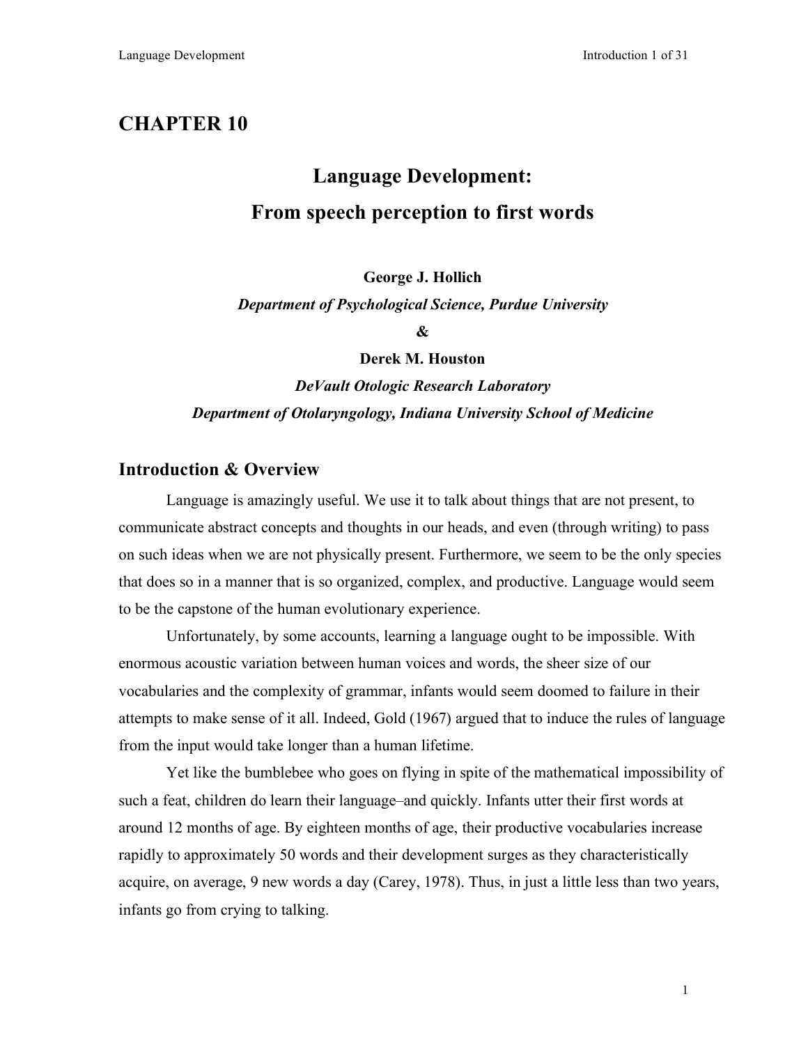# CHAPTER 10

## Language Development:
## From speech perception to first words

**George J. Hollich**

***Department of Psychological Science, Purdue University***

**&**

**Derek M. Houston**

***DeVault Otologic Research Laboratory***

***Department of Otolaryngology, Indiana University School of Medicine***

## Introduction & Overview

Language is amazingly useful. We use it to talk about things that are not present, to communicate abstract concepts and thoughts in our heads, and even (through writing) to pass on such ideas when we are not physically present. Furthermore, we seem to be the only species that does so in a manner that is so organized, complex, and productive. Language would seem to be the capstone of the human evolutionary experience.

Unfortunately, by some accounts, learning a language ought to be impossible. With enormous acoustic variation between human voices and words, the sheer size of our vocabularies and the complexity of grammar, infants would seem doomed to failure in their attempts to make sense of it all. Indeed, Gold (1967) argued that to induce the rules of language from the input would take longer than a human lifetime.

Yet like the bumblebee who goes on flying in spite of the mathematical impossibility of such a feat, children do learn their language–and quickly. Infants utter their first words at around 12 months of age. By eighteen months of age, their productive vocabularies increase rapidly to approximately 50 words and their development surges as they characteristically acquire, on average, 9 new words a day (Carey, 1978). Thus, in just a little less than two years, infants go from crying to talking.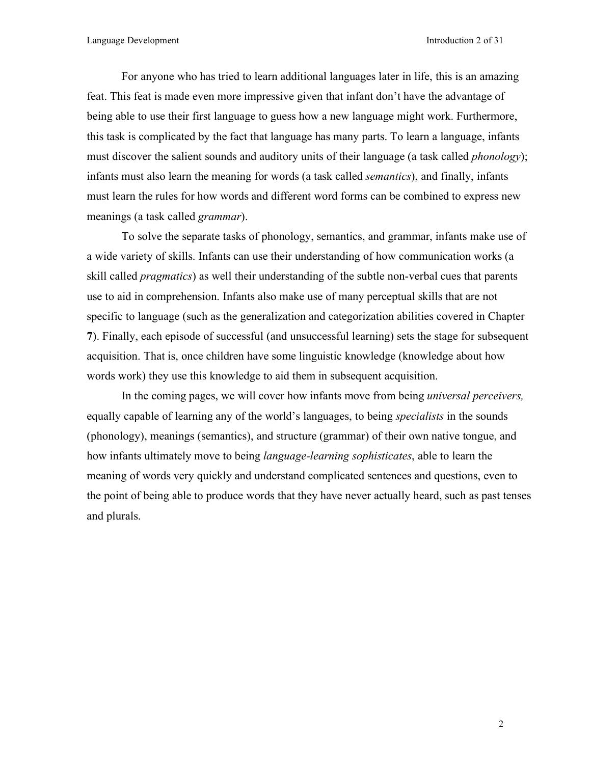For anyone who has tried to learn additional languages later in life, this is an amazing feat. This feat is made even more impressive given that infant don't have the advantage of being able to use their first language to guess how a new language might work. Furthermore, this task is complicated by the fact that language has many parts. To learn a language, infants must discover the salient sounds and auditory units of their language (a task called *phonology*); infants must also learn the meaning for words (a task called *semantics*), and finally, infants must learn the rules for how words and different word forms can be combined to express new meanings (a task called *grammar*).

To solve the separate tasks of phonology, semantics, and grammar, infants make use of a wide variety of skills. Infants can use their understanding of how communication works (a skill called *pragmatics*) as well their understanding of the subtle non-verbal cues that parents use to aid in comprehension. Infants also make use of many perceptual skills that are not specific to language (such as the generalization and categorization abilities covered in Chapter **7**). Finally, each episode of successful (and unsuccessful learning) sets the stage for subsequent acquisition. That is, once children have some linguistic knowledge (knowledge about how words work) they use this knowledge to aid them in subsequent acquisition.

In the coming pages, we will cover how infants move from being *universal perceivers,* equally capable of learning any of the world's languages, to being *specialists* in the sounds (phonology), meanings (semantics), and structure (grammar) of their own native tongue, and how infants ultimately move to being *language-learning sophisticates*, able to learn the meaning of words very quickly and understand complicated sentences and questions, even to the point of being able to produce words that they have never actually heard, such as past tenses and plurals.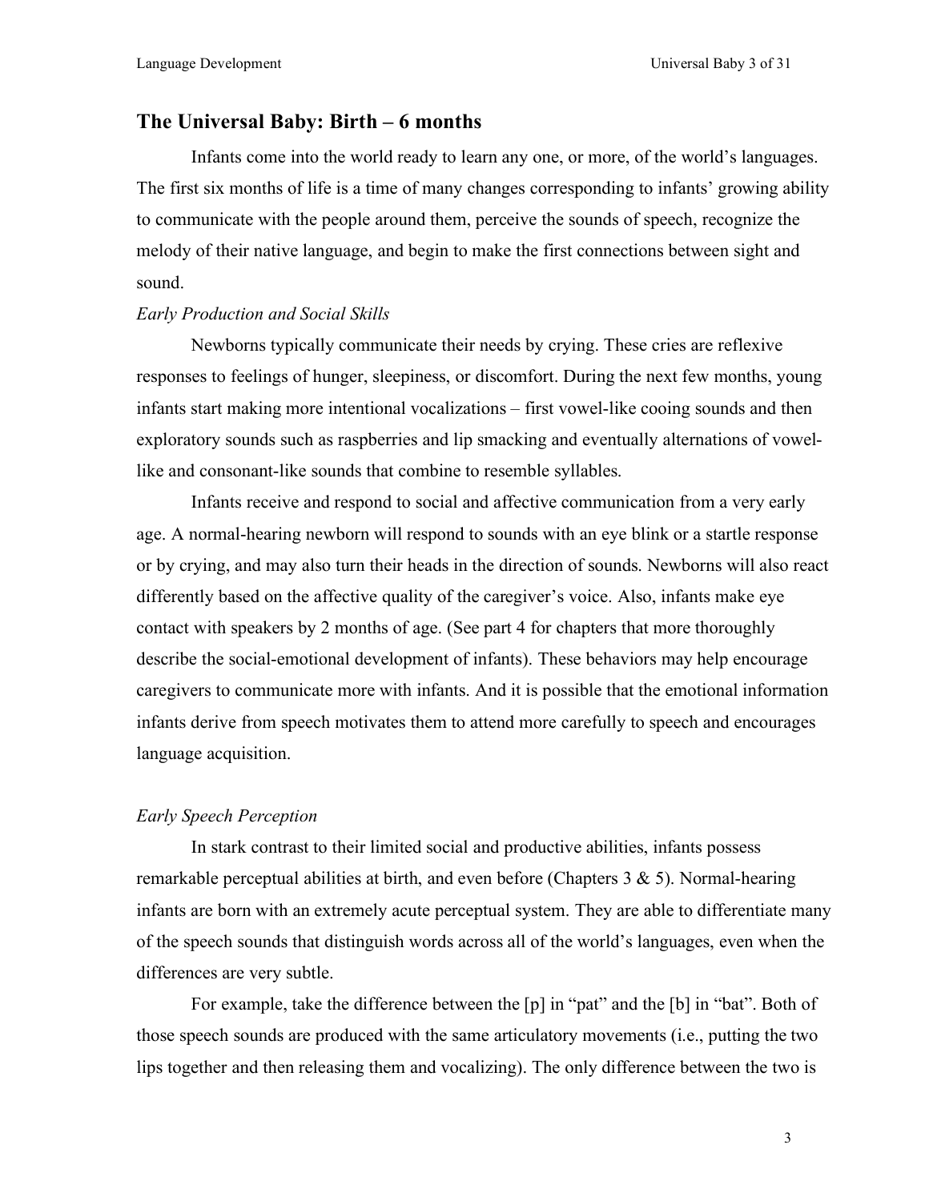## The Universal Baby: Birth – 6 months

Infants come into the world ready to learn any one, or more, of the world's languages. The first six months of life is a time of many changes corresponding to infants' growing ability to communicate with the people around them, perceive the sounds of speech, recognize the melody of their native language, and begin to make the first connections between sight and sound.

*Early Production and Social Skills*

Newborns typically communicate their needs by crying. These cries are reflexive responses to feelings of hunger, sleepiness, or discomfort. During the next few months, young infants start making more intentional vocalizations – first vowel-like cooing sounds and then exploratory sounds such as raspberries and lip smacking and eventually alternations of vowel-like and consonant-like sounds that combine to resemble syllables.

Infants receive and respond to social and affective communication from a very early age. A normal-hearing newborn will respond to sounds with an eye blink or a startle response or by crying, and may also turn their heads in the direction of sounds. Newborns will also react differently based on the affective quality of the caregiver's voice. Also, infants make eye contact with speakers by 2 months of age. (See part 4 for chapters that more thoroughly describe the social-emotional development of infants). These behaviors may help encourage caregivers to communicate more with infants. And it is possible that the emotional information infants derive from speech motivates them to attend more carefully to speech and encourages language acquisition.

*Early Speech Perception*

In stark contrast to their limited social and productive abilities, infants possess remarkable perceptual abilities at birth, and even before (Chapters 3 & 5). Normal-hearing infants are born with an extremely acute perceptual system. They are able to differentiate many of the speech sounds that distinguish words across all of the world's languages, even when the differences are very subtle.

For example, take the difference between the [p] in "pat" and the [b] in "bat". Both of those speech sounds are produced with the same articulatory movements (i.e., putting the two lips together and then releasing them and vocalizing). The only difference between the two is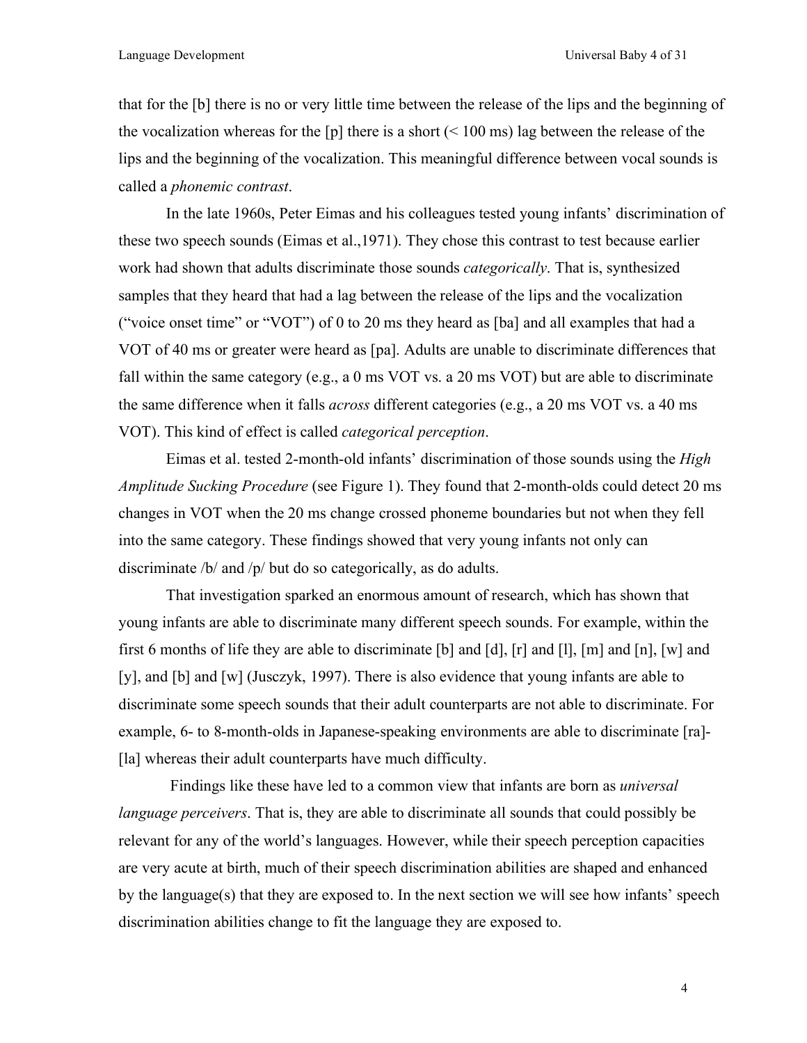that for the [b] there is no or very little time between the release of the lips and the beginning of the vocalization whereas for the [p] there is a short (< 100 ms) lag between the release of the lips and the beginning of the vocalization. This meaningful difference between vocal sounds is called a *phonemic contrast*.

In the late 1960s, Peter Eimas and his colleagues tested young infants' discrimination of these two speech sounds (Eimas et al.,1971). They chose this contrast to test because earlier work had shown that adults discriminate those sounds *categorically*. That is, synthesized samples that they heard that had a lag between the release of the lips and the vocalization ("voice onset time" or "VOT") of 0 to 20 ms they heard as [ba] and all examples that had a VOT of 40 ms or greater were heard as [pa]. Adults are unable to discriminate differences that fall within the same category (e.g., a 0 ms VOT vs. a 20 ms VOT) but are able to discriminate the same difference when it falls *across* different categories (e.g., a 20 ms VOT vs. a 40 ms VOT). This kind of effect is called *categorical perception*.

Eimas et al. tested 2-month-old infants' discrimination of those sounds using the *High Amplitude Sucking Procedure* (see Figure 1). They found that 2-month-olds could detect 20 ms changes in VOT when the 20 ms change crossed phoneme boundaries but not when they fell into the same category. These findings showed that very young infants not only can discriminate /b/ and /p/ but do so categorically, as do adults.

That investigation sparked an enormous amount of research, which has shown that young infants are able to discriminate many different speech sounds. For example, within the first 6 months of life they are able to discriminate [b] and [d], [r] and [l], [m] and [n], [w] and [y], and [b] and [w] (Jusczyk, 1997). There is also evidence that young infants are able to discriminate some speech sounds that their adult counterparts are not able to discriminate. For example, 6- to 8-month-olds in Japanese-speaking environments are able to discriminate [ra]-[la] whereas their adult counterparts have much difficulty.

Findings like these have led to a common view that infants are born as *universal language perceivers*. That is, they are able to discriminate all sounds that could possibly be relevant for any of the world's languages. However, while their speech perception capacities are very acute at birth, much of their speech discrimination abilities are shaped and enhanced by the language(s) that they are exposed to. In the next section we will see how infants' speech discrimination abilities change to fit the language they are exposed to.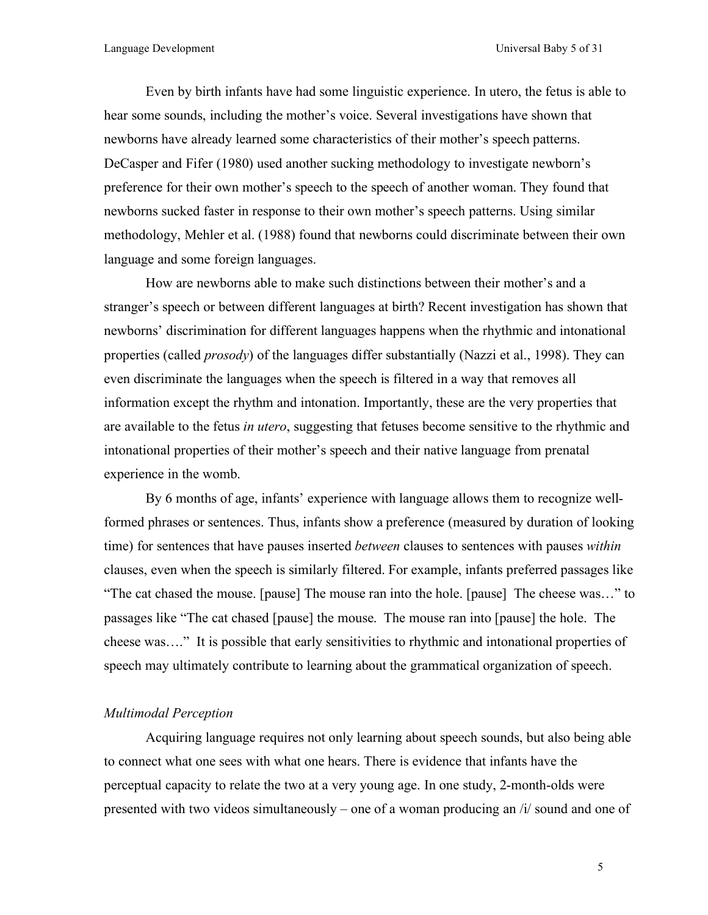Even by birth infants have had some linguistic experience. In utero, the fetus is able to hear some sounds, including the mother's voice. Several investigations have shown that newborns have already learned some characteristics of their mother's speech patterns. DeCasper and Fifer (1980) used another sucking methodology to investigate newborn's preference for their own mother's speech to the speech of another woman. They found that newborns sucked faster in response to their own mother's speech patterns. Using similar methodology, Mehler et al. (1988) found that newborns could discriminate between their own language and some foreign languages.

How are newborns able to make such distinctions between their mother's and a stranger's speech or between different languages at birth? Recent investigation has shown that newborns' discrimination for different languages happens when the rhythmic and intonational properties (called *prosody*) of the languages differ substantially (Nazzi et al., 1998). They can even discriminate the languages when the speech is filtered in a way that removes all information except the rhythm and intonation. Importantly, these are the very properties that are available to the fetus *in utero*, suggesting that fetuses become sensitive to the rhythmic and intonational properties of their mother's speech and their native language from prenatal experience in the womb.

By 6 months of age, infants' experience with language allows them to recognize well-formed phrases or sentences. Thus, infants show a preference (measured by duration of looking time) for sentences that have pauses inserted *between* clauses to sentences with pauses *within* clauses, even when the speech is similarly filtered. For example, infants preferred passages like "The cat chased the mouse. [pause] The mouse ran into the hole. [pause] The cheese was…" to passages like "The cat chased [pause] the mouse. The mouse ran into [pause] the hole. The cheese was…." It is possible that early sensitivities to rhythmic and intonational properties of speech may ultimately contribute to learning about the grammatical organization of speech.

### *Multimodal Perception*

Acquiring language requires not only learning about speech sounds, but also being able to connect what one sees with what one hears. There is evidence that infants have the perceptual capacity to relate the two at a very young age. In one study, 2-month-olds were presented with two videos simultaneously – one of a woman producing an /i/ sound and one of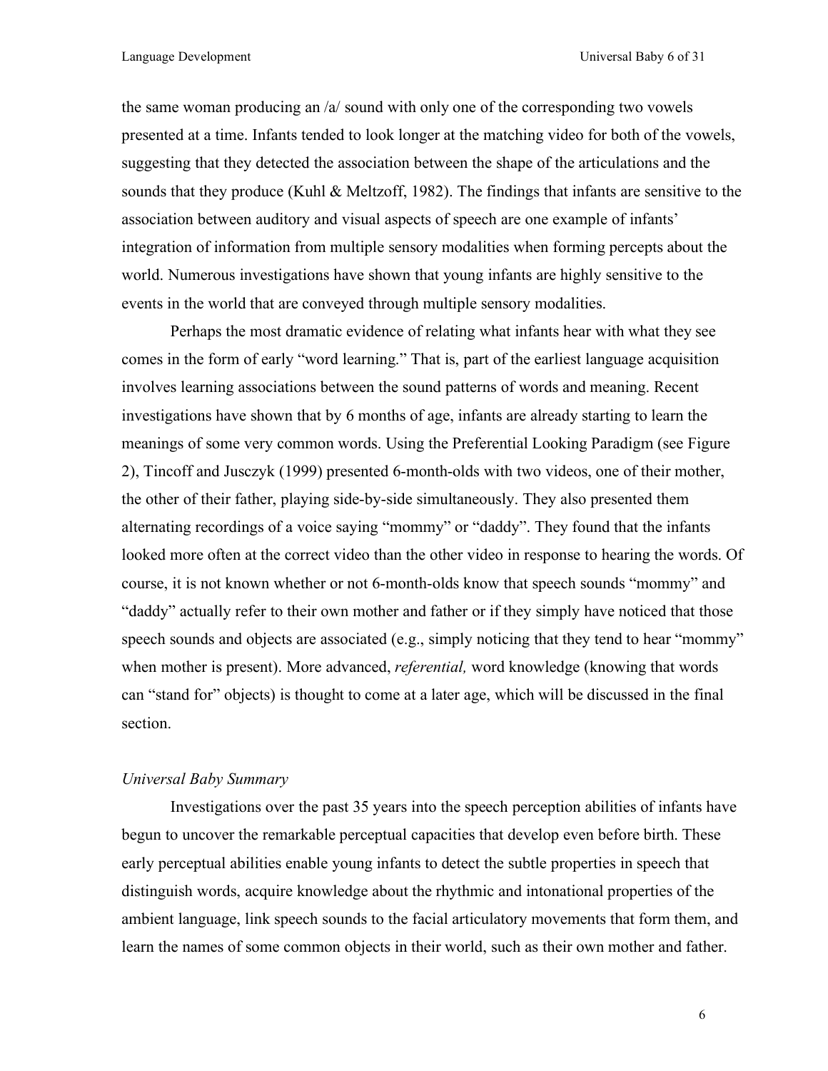the same woman producing an /a/ sound with only one of the corresponding two vowels presented at a time. Infants tended to look longer at the matching video for both of the vowels, suggesting that they detected the association between the shape of the articulations and the sounds that they produce (Kuhl & Meltzoff, 1982). The findings that infants are sensitive to the association between auditory and visual aspects of speech are one example of infants' integration of information from multiple sensory modalities when forming percepts about the world. Numerous investigations have shown that young infants are highly sensitive to the events in the world that are conveyed through multiple sensory modalities.

Perhaps the most dramatic evidence of relating what infants hear with what they see comes in the form of early "word learning." That is, part of the earliest language acquisition involves learning associations between the sound patterns of words and meaning. Recent investigations have shown that by 6 months of age, infants are already starting to learn the meanings of some very common words. Using the Preferential Looking Paradigm (see Figure 2), Tincoff and Jusczyk (1999) presented 6-month-olds with two videos, one of their mother, the other of their father, playing side-by-side simultaneously. They also presented them alternating recordings of a voice saying "mommy" or "daddy". They found that the infants looked more often at the correct video than the other video in response to hearing the words. Of course, it is not known whether or not 6-month-olds know that speech sounds "mommy" and "daddy" actually refer to their own mother and father or if they simply have noticed that those speech sounds and objects are associated (e.g., simply noticing that they tend to hear "mommy" when mother is present). More advanced, *referential,* word knowledge (knowing that words can "stand for" objects) is thought to come at a later age, which will be discussed in the final section.

### *Universal Baby Summary*

Investigations over the past 35 years into the speech perception abilities of infants have begun to uncover the remarkable perceptual capacities that develop even before birth. These early perceptual abilities enable young infants to detect the subtle properties in speech that distinguish words, acquire knowledge about the rhythmic and intonational properties of the ambient language, link speech sounds to the facial articulatory movements that form them, and learn the names of some common objects in their world, such as their own mother and father.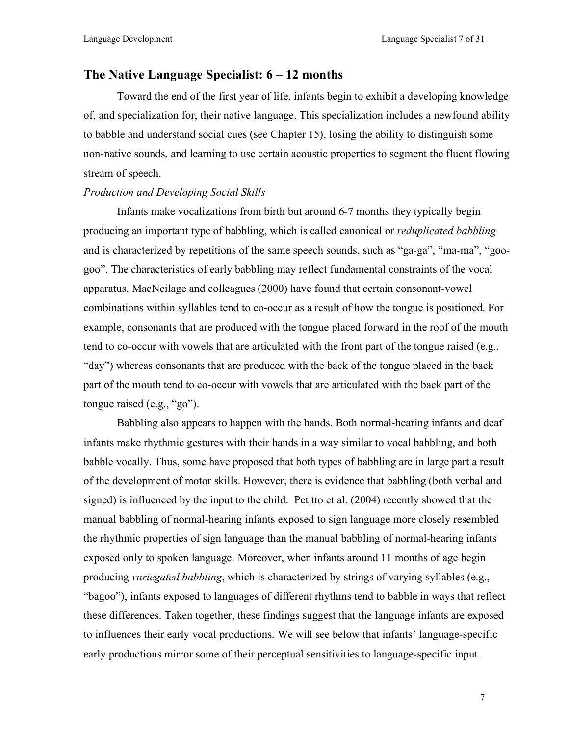## The Native Language Specialist: 6 – 12 months

Toward the end of the first year of life, infants begin to exhibit a developing knowledge of, and specialization for, their native language. This specialization includes a newfound ability to babble and understand social cues (see Chapter 15), losing the ability to distinguish some non-native sounds, and learning to use certain acoustic properties to segment the fluent flowing stream of speech.

*Production and Developing Social Skills*

Infants make vocalizations from birth but around 6-7 months they typically begin producing an important type of babbling, which is called canonical or *reduplicated babbling* and is characterized by repetitions of the same speech sounds, such as "ga-ga", "ma-ma", "goo-goo". The characteristics of early babbling may reflect fundamental constraints of the vocal apparatus. MacNeilage and colleagues (2000) have found that certain consonant-vowel combinations within syllables tend to co-occur as a result of how the tongue is positioned. For example, consonants that are produced with the tongue placed forward in the roof of the mouth tend to co-occur with vowels that are articulated with the front part of the tongue raised (e.g., "day") whereas consonants that are produced with the back of the tongue placed in the back part of the mouth tend to co-occur with vowels that are articulated with the back part of the tongue raised (e.g., "go").

Babbling also appears to happen with the hands. Both normal-hearing infants and deaf infants make rhythmic gestures with their hands in a way similar to vocal babbling, and both babble vocally. Thus, some have proposed that both types of babbling are in large part a result of the development of motor skills. However, there is evidence that babbling (both verbal and signed) is influenced by the input to the child. Petitto et al. (2004) recently showed that the manual babbling of normal-hearing infants exposed to sign language more closely resembled the rhythmic properties of sign language than the manual babbling of normal-hearing infants exposed only to spoken language. Moreover, when infants around 11 months of age begin producing *variegated babbling*, which is characterized by strings of varying syllables (e.g., "bagoo"), infants exposed to languages of different rhythms tend to babble in ways that reflect these differences. Taken together, these findings suggest that the language infants are exposed to influences their early vocal productions. We will see below that infants' language-specific early productions mirror some of their perceptual sensitivities to language-specific input.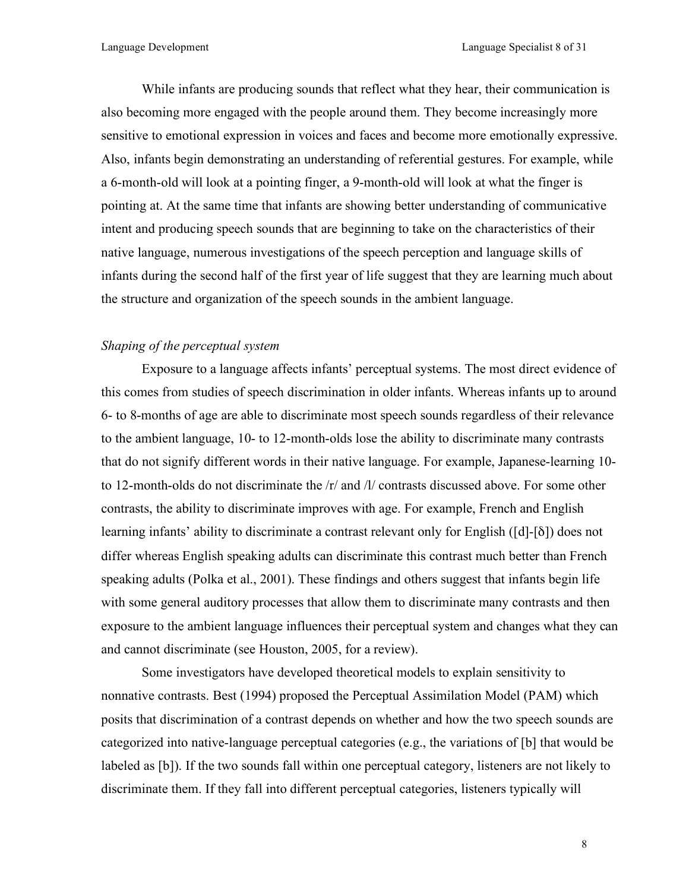While infants are producing sounds that reflect what they hear, their communication is also becoming more engaged with the people around them. They become increasingly more sensitive to emotional expression in voices and faces and become more emotionally expressive. Also, infants begin demonstrating an understanding of referential gestures. For example, while a 6-month-old will look at a pointing finger, a 9-month-old will look at what the finger is pointing at. At the same time that infants are showing better understanding of communicative intent and producing speech sounds that are beginning to take on the characteristics of their native language, numerous investigations of the speech perception and language skills of infants during the second half of the first year of life suggest that they are learning much about the structure and organization of the speech sounds in the ambient language.

*Shaping of the perceptual system*

Exposure to a language affects infants' perceptual systems. The most direct evidence of this comes from studies of speech discrimination in older infants. Whereas infants up to around 6- to 8-months of age are able to discriminate most speech sounds regardless of their relevance to the ambient language, 10- to 12-month-olds lose the ability to discriminate many contrasts that do not signify different words in their native language. For example, Japanese-learning 10- to 12-month-olds do not discriminate the /r/ and /l/ contrasts discussed above. For some other contrasts, the ability to discriminate improves with age. For example, French and English learning infants' ability to discriminate a contrast relevant only for English ([d]-[ð]) does not differ whereas English speaking adults can discriminate this contrast much better than French speaking adults (Polka et al., 2001). These findings and others suggest that infants begin life with some general auditory processes that allow them to discriminate many contrasts and then exposure to the ambient language influences their perceptual system and changes what they can and cannot discriminate (see Houston, 2005, for a review).

Some investigators have developed theoretical models to explain sensitivity to nonnative contrasts. Best (1994) proposed the Perceptual Assimilation Model (PAM) which posits that discrimination of a contrast depends on whether and how the two speech sounds are categorized into native-language perceptual categories (e.g., the variations of [b] that would be labeled as [b]). If the two sounds fall within one perceptual category, listeners are not likely to discriminate them. If they fall into different perceptual categories, listeners typically will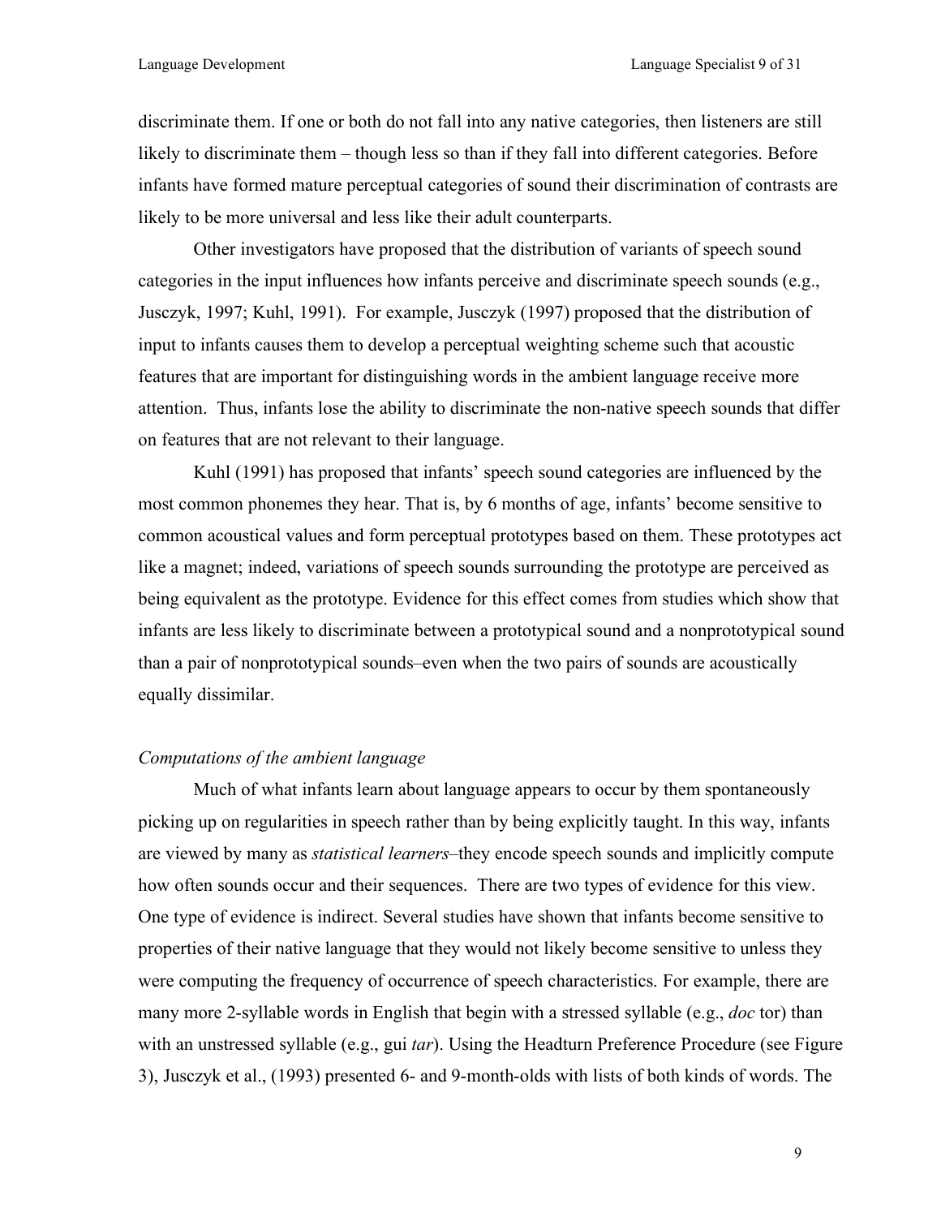discriminate them. If one or both do not fall into any native categories, then listeners are still likely to discriminate them – though less so than if they fall into different categories. Before infants have formed mature perceptual categories of sound their discrimination of contrasts are likely to be more universal and less like their adult counterparts.

Other investigators have proposed that the distribution of variants of speech sound categories in the input influences how infants perceive and discriminate speech sounds (e.g., Jusczyk, 1997; Kuhl, 1991). For example, Jusczyk (1997) proposed that the distribution of input to infants causes them to develop a perceptual weighting scheme such that acoustic features that are important for distinguishing words in the ambient language receive more attention. Thus, infants lose the ability to discriminate the non-native speech sounds that differ on features that are not relevant to their language.

Kuhl (1991) has proposed that infants' speech sound categories are influenced by the most common phonemes they hear. That is, by 6 months of age, infants' become sensitive to common acoustical values and form perceptual prototypes based on them. These prototypes act like a magnet; indeed, variations of speech sounds surrounding the prototype are perceived as being equivalent as the prototype. Evidence for this effect comes from studies which show that infants are less likely to discriminate between a prototypical sound and a nonprototypical sound than a pair of nonprototypical sounds–even when the two pairs of sounds are acoustically equally dissimilar.

*Computations of the ambient language*

Much of what infants learn about language appears to occur by them spontaneously picking up on regularities in speech rather than by being explicitly taught. In this way, infants are viewed by many as *statistical learners*–they encode speech sounds and implicitly compute how often sounds occur and their sequences. There are two types of evidence for this view. One type of evidence is indirect. Several studies have shown that infants become sensitive to properties of their native language that they would not likely become sensitive to unless they were computing the frequency of occurrence of speech characteristics. For example, there are many more 2-syllable words in English that begin with a stressed syllable (e.g., *doc* tor) than with an unstressed syllable (e.g., gui *tar*). Using the Headturn Preference Procedure (see Figure 3), Jusczyk et al., (1993) presented 6- and 9-month-olds with lists of both kinds of words. The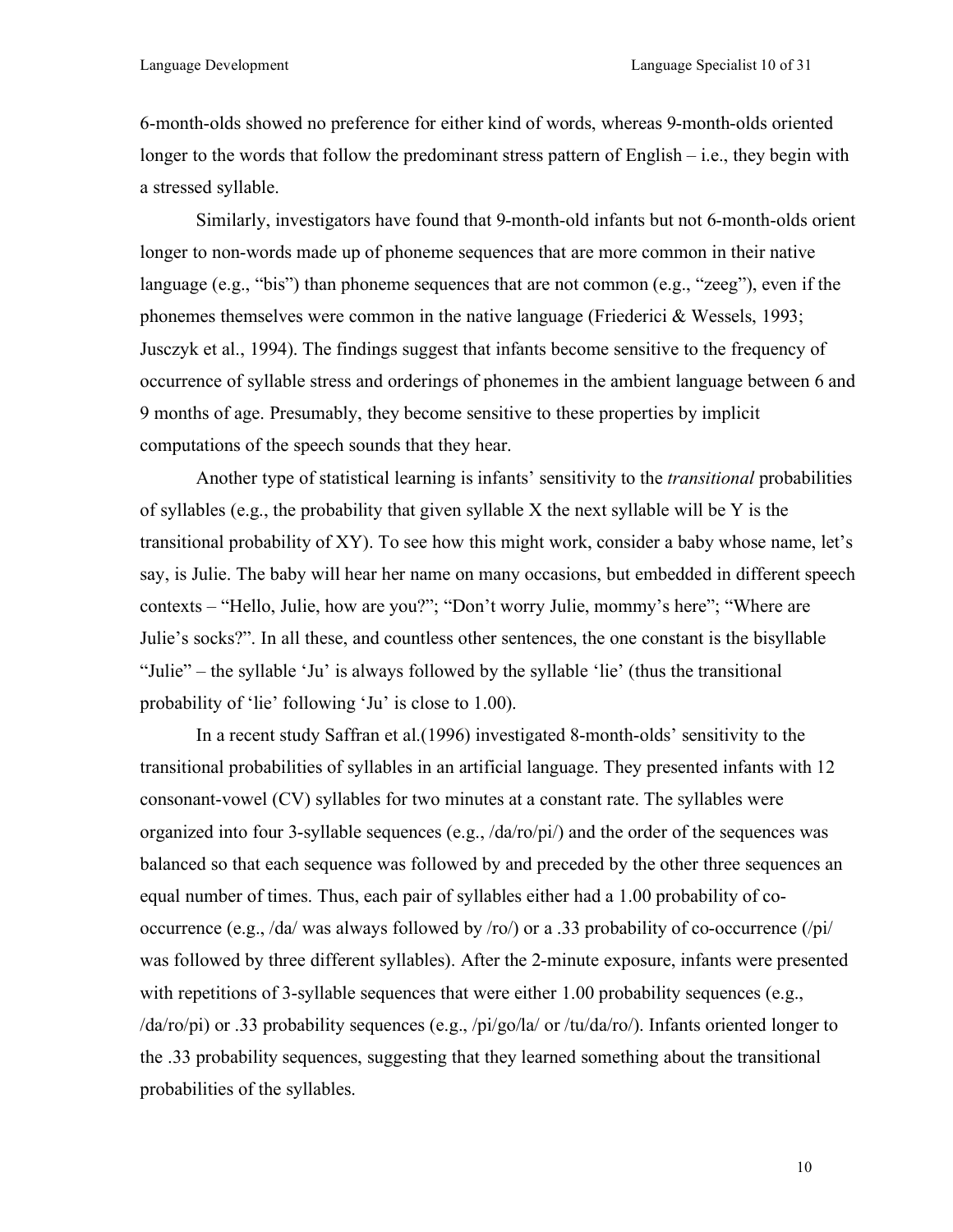6-month-olds showed no preference for either kind of words, whereas 9-month-olds oriented longer to the words that follow the predominant stress pattern of English – i.e., they begin with a stressed syllable.

Similarly, investigators have found that 9-month-old infants but not 6-month-olds orient longer to non-words made up of phoneme sequences that are more common in their native language (e.g., "bis") than phoneme sequences that are not common (e.g., "zeeg"), even if the phonemes themselves were common in the native language (Friederici & Wessels, 1993; Jusczyk et al., 1994). The findings suggest that infants become sensitive to the frequency of occurrence of syllable stress and orderings of phonemes in the ambient language between 6 and 9 months of age. Presumably, they become sensitive to these properties by implicit computations of the speech sounds that they hear.

Another type of statistical learning is infants' sensitivity to the *transitional* probabilities of syllables (e.g., the probability that given syllable X the next syllable will be Y is the transitional probability of XY). To see how this might work, consider a baby whose name, let's say, is Julie. The baby will hear her name on many occasions, but embedded in different speech contexts – "Hello, Julie, how are you?"; "Don't worry Julie, mommy's here"; "Where are Julie's socks?". In all these, and countless other sentences, the one constant is the bisyllable "Julie" – the syllable 'Ju' is always followed by the syllable 'lie' (thus the transitional probability of 'lie' following 'Ju' is close to 1.00).

In a recent study Saffran et al.(1996) investigated 8-month-olds' sensitivity to the transitional probabilities of syllables in an artificial language. They presented infants with 12 consonant-vowel (CV) syllables for two minutes at a constant rate. The syllables were organized into four 3-syllable sequences (e.g., /da/ro/pi/) and the order of the sequences was balanced so that each sequence was followed by and preceded by the other three sequences an equal number of times. Thus, each pair of syllables either had a 1.00 probability of co-occurrence (e.g., /da/ was always followed by /ro/) or a .33 probability of co-occurrence (/pi/ was followed by three different syllables). After the 2-minute exposure, infants were presented with repetitions of 3-syllable sequences that were either 1.00 probability sequences (e.g., /da/ro/pi) or .33 probability sequences (e.g., /pi/go/la/ or /tu/da/ro/). Infants oriented longer to the .33 probability sequences, suggesting that they learned something about the transitional probabilities of the syllables.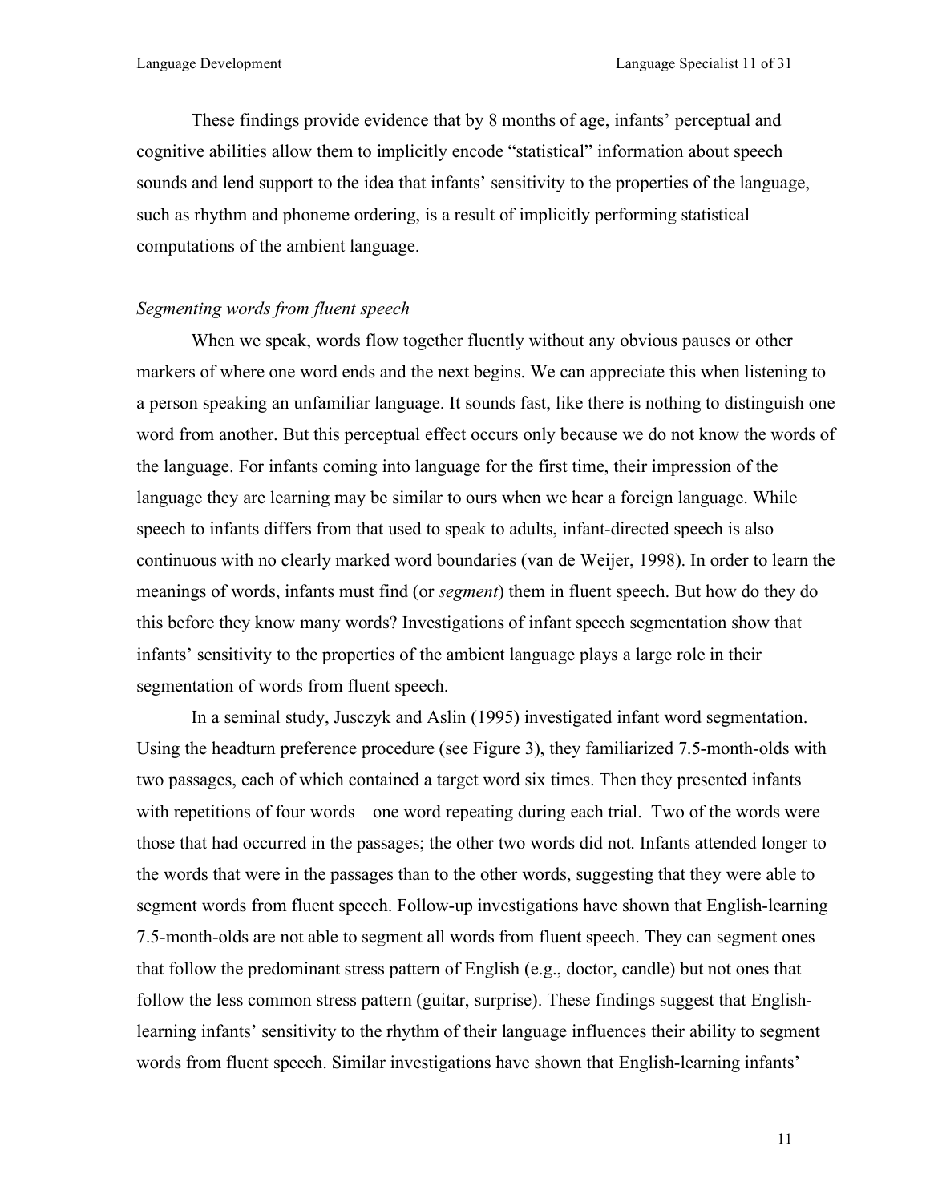These findings provide evidence that by 8 months of age, infants' perceptual and cognitive abilities allow them to implicitly encode "statistical" information about speech sounds and lend support to the idea that infants' sensitivity to the properties of the language, such as rhythm and phoneme ordering, is a result of implicitly performing statistical computations of the ambient language.

### *Segmenting words from fluent speech*

When we speak, words flow together fluently without any obvious pauses or other markers of where one word ends and the next begins. We can appreciate this when listening to a person speaking an unfamiliar language. It sounds fast, like there is nothing to distinguish one word from another. But this perceptual effect occurs only because we do not know the words of the language. For infants coming into language for the first time, their impression of the language they are learning may be similar to ours when we hear a foreign language. While speech to infants differs from that used to speak to adults, infant-directed speech is also continuous with no clearly marked word boundaries (van de Weijer, 1998). In order to learn the meanings of words, infants must find (or *segment*) them in fluent speech. But how do they do this before they know many words? Investigations of infant speech segmentation show that infants' sensitivity to the properties of the ambient language plays a large role in their segmentation of words from fluent speech.

In a seminal study, Jusczyk and Aslin (1995) investigated infant word segmentation. Using the headturn preference procedure (see Figure 3), they familiarized 7.5-month-olds with two passages, each of which contained a target word six times. Then they presented infants with repetitions of four words – one word repeating during each trial. Two of the words were those that had occurred in the passages; the other two words did not. Infants attended longer to the words that were in the passages than to the other words, suggesting that they were able to segment words from fluent speech. Follow-up investigations have shown that English-learning 7.5-month-olds are not able to segment all words from fluent speech. They can segment ones that follow the predominant stress pattern of English (e.g., doctor, candle) but not ones that follow the less common stress pattern (guitar, surprise). These findings suggest that English-learning infants' sensitivity to the rhythm of their language influences their ability to segment words from fluent speech. Similar investigations have shown that English-learning infants'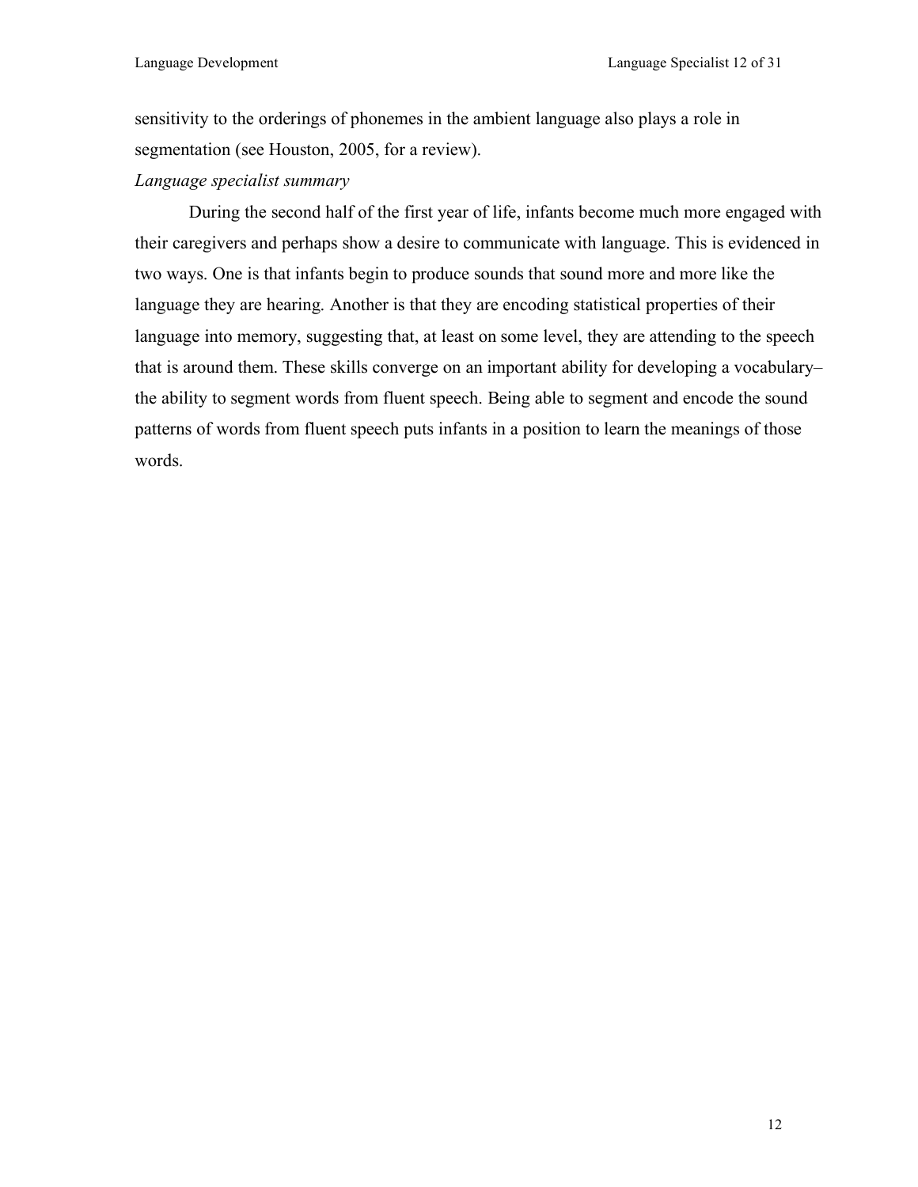sensitivity to the orderings of phonemes in the ambient language also plays a role in segmentation (see Houston, 2005, for a review).

*Language specialist summary*

During the second half of the first year of life, infants become much more engaged with their caregivers and perhaps show a desire to communicate with language. This is evidenced in two ways. One is that infants begin to produce sounds that sound more and more like the language they are hearing. Another is that they are encoding statistical properties of their language into memory, suggesting that, at least on some level, they are attending to the speech that is around them. These skills converge on an important ability for developing a vocabulary– the ability to segment words from fluent speech. Being able to segment and encode the sound patterns of words from fluent speech puts infants in a position to learn the meanings of those words.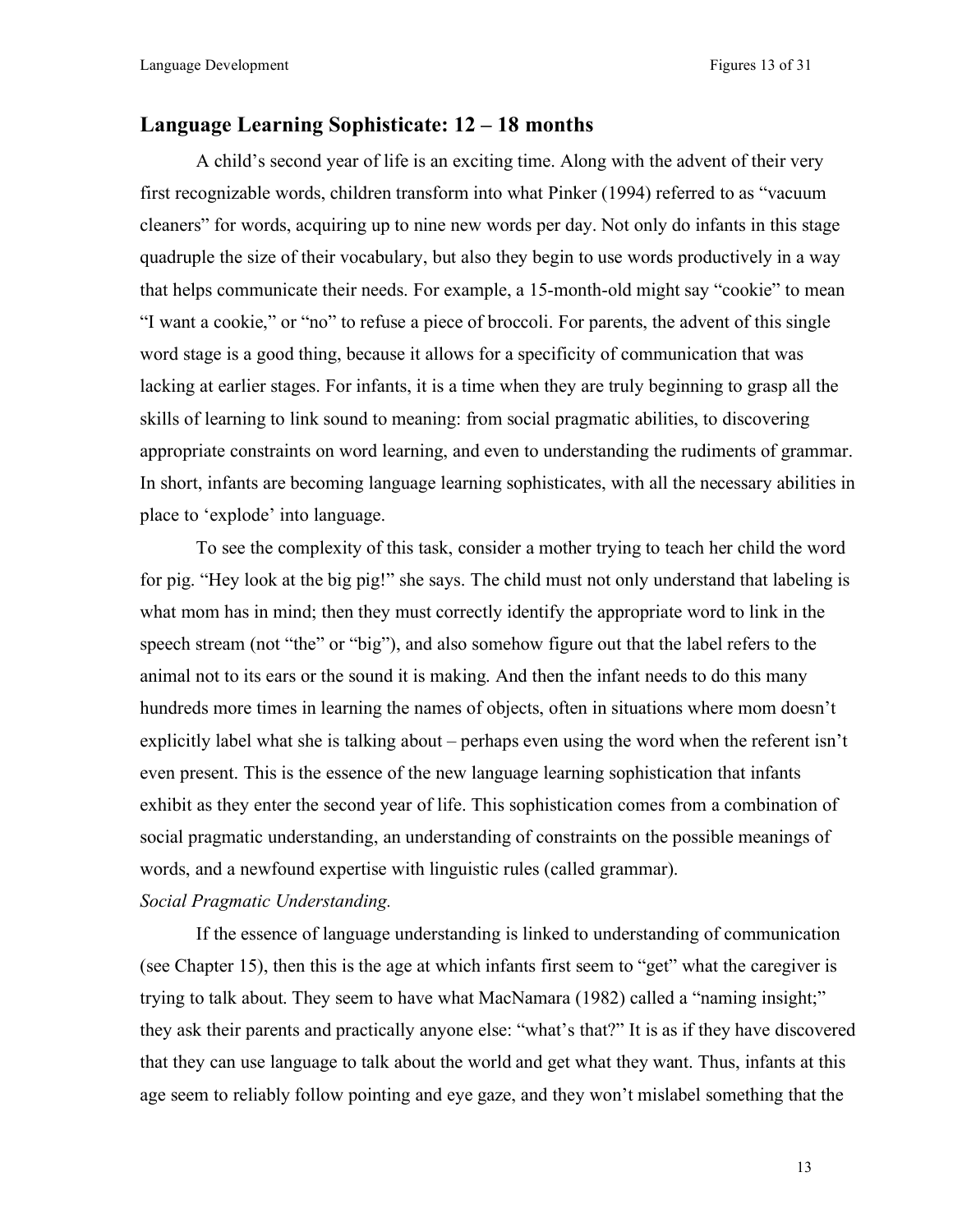## Language Learning Sophisticate: 12 – 18 months

A child's second year of life is an exciting time. Along with the advent of their very first recognizable words, children transform into what Pinker (1994) referred to as "vacuum cleaners" for words, acquiring up to nine new words per day. Not only do infants in this stage quadruple the size of their vocabulary, but also they begin to use words productively in a way that helps communicate their needs. For example, a 15-month-old might say "cookie" to mean "I want a cookie," or "no" to refuse a piece of broccoli. For parents, the advent of this single word stage is a good thing, because it allows for a specificity of communication that was lacking at earlier stages. For infants, it is a time when they are truly beginning to grasp all the skills of learning to link sound to meaning: from social pragmatic abilities, to discovering appropriate constraints on word learning, and even to understanding the rudiments of grammar. In short, infants are becoming language learning sophisticates, with all the necessary abilities in place to 'explode' into language.

To see the complexity of this task, consider a mother trying to teach her child the word for pig. "Hey look at the big pig!" she says. The child must not only understand that labeling is what mom has in mind; then they must correctly identify the appropriate word to link in the speech stream (not "the" or "big"), and also somehow figure out that the label refers to the animal not to its ears or the sound it is making. And then the infant needs to do this many hundreds more times in learning the names of objects, often in situations where mom doesn't explicitly label what she is talking about – perhaps even using the word when the referent isn't even present. This is the essence of the new language learning sophistication that infants exhibit as they enter the second year of life. This sophistication comes from a combination of social pragmatic understanding, an understanding of constraints on the possible meanings of words, and a newfound expertise with linguistic rules (called grammar).

*Social Pragmatic Understanding.*

If the essence of language understanding is linked to understanding of communication (see Chapter 15), then this is the age at which infants first seem to "get" what the caregiver is trying to talk about. They seem to have what MacNamara (1982) called a "naming insight;" they ask their parents and practically anyone else: "what's that?" It is as if they have discovered that they can use language to talk about the world and get what they want. Thus, infants at this age seem to reliably follow pointing and eye gaze, and they won't mislabel something that the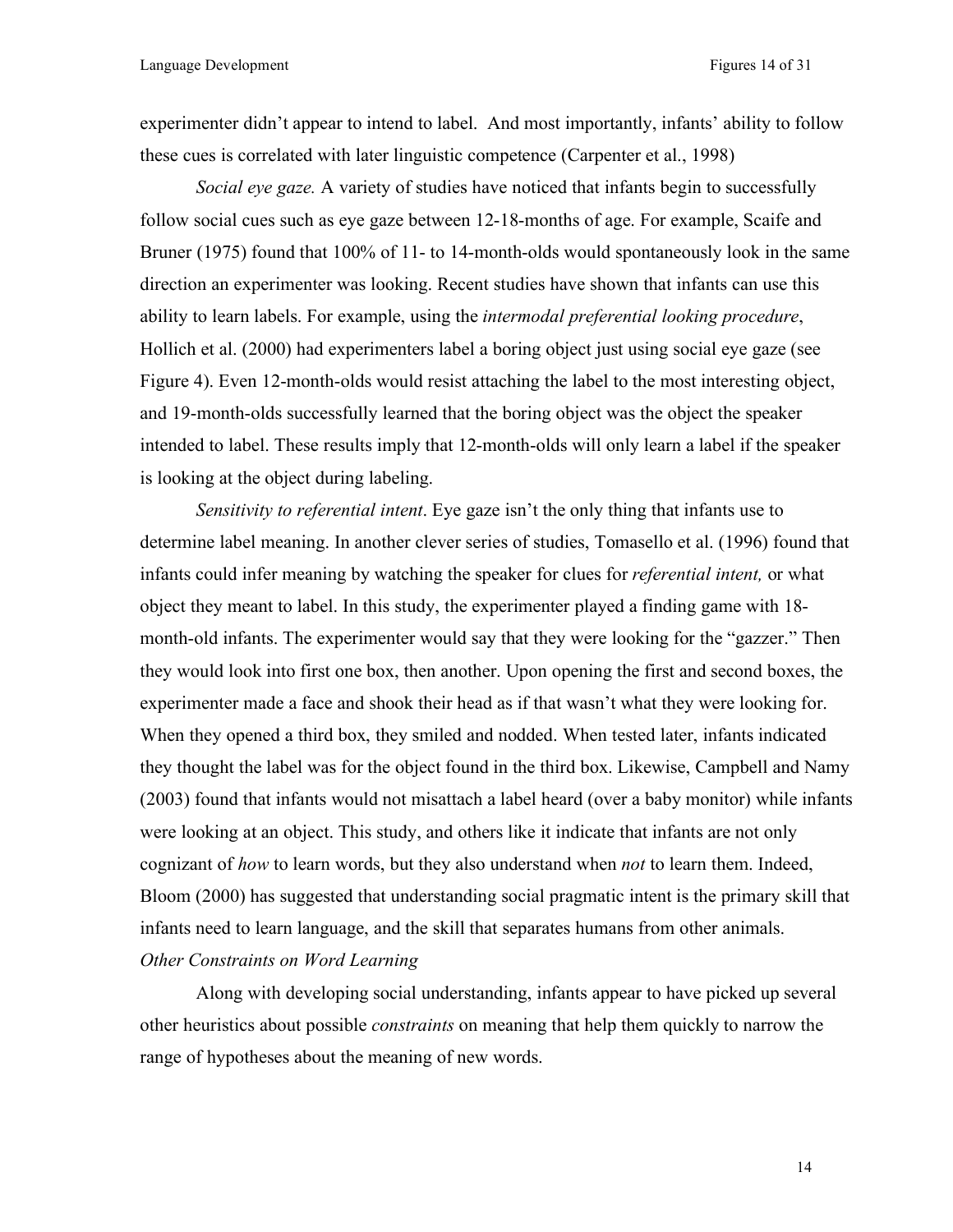experimenter didn't appear to intend to label. And most importantly, infants' ability to follow these cues is correlated with later linguistic competence (Carpenter et al., 1998)

*Social eye gaze.* A variety of studies have noticed that infants begin to successfully follow social cues such as eye gaze between 12-18-months of age. For example, Scaife and Bruner (1975) found that 100% of 11- to 14-month-olds would spontaneously look in the same direction an experimenter was looking. Recent studies have shown that infants can use this ability to learn labels. For example, using the *intermodal preferential looking procedure*, Hollich et al. (2000) had experimenters label a boring object just using social eye gaze (see Figure 4). Even 12-month-olds would resist attaching the label to the most interesting object, and 19-month-olds successfully learned that the boring object was the object the speaker intended to label. These results imply that 12-month-olds will only learn a label if the speaker is looking at the object during labeling.

*Sensitivity to referential intent*. Eye gaze isn't the only thing that infants use to determine label meaning. In another clever series of studies, Tomasello et al. (1996) found that infants could infer meaning by watching the speaker for clues for *referential intent,* or what object they meant to label. In this study, the experimenter played a finding game with 18-month-old infants. The experimenter would say that they were looking for the "gazzer." Then they would look into first one box, then another. Upon opening the first and second boxes, the experimenter made a face and shook their head as if that wasn't what they were looking for. When they opened a third box, they smiled and nodded. When tested later, infants indicated they thought the label was for the object found in the third box. Likewise, Campbell and Namy (2003) found that infants would not misattach a label heard (over a baby monitor) while infants were looking at an object. This study, and others like it indicate that infants are not only cognizant of *how* to learn words, but they also understand when *not* to learn them. Indeed, Bloom (2000) has suggested that understanding social pragmatic intent is the primary skill that infants need to learn language, and the skill that separates humans from other animals.

*Other Constraints on Word Learning*

Along with developing social understanding, infants appear to have picked up several other heuristics about possible *constraints* on meaning that help them quickly to narrow the range of hypotheses about the meaning of new words.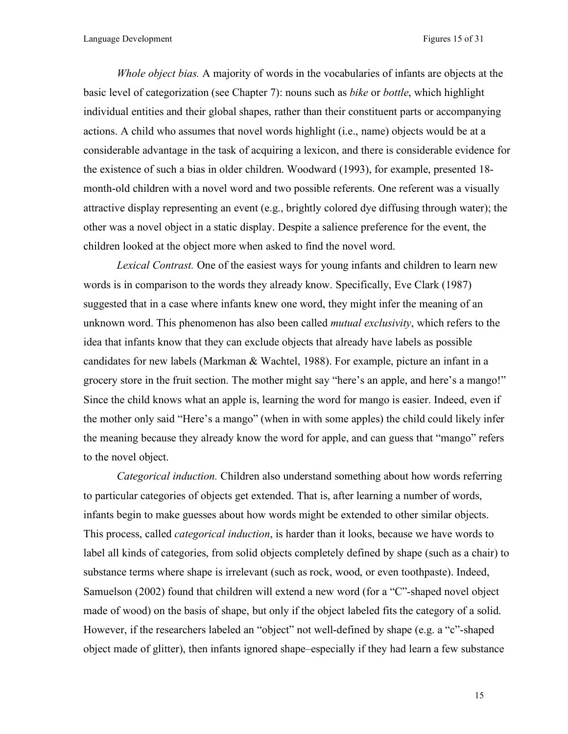*Whole object bias.* A majority of words in the vocabularies of infants are objects at the basic level of categorization (see Chapter 7): nouns such as *bike* or *bottle*, which highlight individual entities and their global shapes, rather than their constituent parts or accompanying actions. A child who assumes that novel words highlight (i.e., name) objects would be at a considerable advantage in the task of acquiring a lexicon, and there is considerable evidence for the existence of such a bias in older children. Woodward (1993), for example, presented 18-month-old children with a novel word and two possible referents. One referent was a visually attractive display representing an event (e.g., brightly colored dye diffusing through water); the other was a novel object in a static display. Despite a salience preference for the event, the children looked at the object more when asked to find the novel word.

*Lexical Contrast.* One of the easiest ways for young infants and children to learn new words is in comparison to the words they already know. Specifically, Eve Clark (1987) suggested that in a case where infants knew one word, they might infer the meaning of an unknown word. This phenomenon has also been called *mutual exclusivity*, which refers to the idea that infants know that they can exclude objects that already have labels as possible candidates for new labels (Markman & Wachtel, 1988). For example, picture an infant in a grocery store in the fruit section. The mother might say "here's an apple, and here's a mango!" Since the child knows what an apple is, learning the word for mango is easier. Indeed, even if the mother only said "Here's a mango" (when in with some apples) the child could likely infer the meaning because they already know the word for apple, and can guess that "mango" refers to the novel object.

*Categorical induction.* Children also understand something about how words referring to particular categories of objects get extended. That is, after learning a number of words, infants begin to make guesses about how words might be extended to other similar objects. This process, called *categorical induction*, is harder than it looks, because we have words to label all kinds of categories, from solid objects completely defined by shape (such as a chair) to substance terms where shape is irrelevant (such as rock, wood, or even toothpaste). Indeed, Samuelson (2002) found that children will extend a new word (for a "C"-shaped novel object made of wood) on the basis of shape, but only if the object labeled fits the category of a solid. However, if the researchers labeled an "object" not well-defined by shape (e.g. a "c"-shaped object made of glitter), then infants ignored shape–especially if they had learn a few substance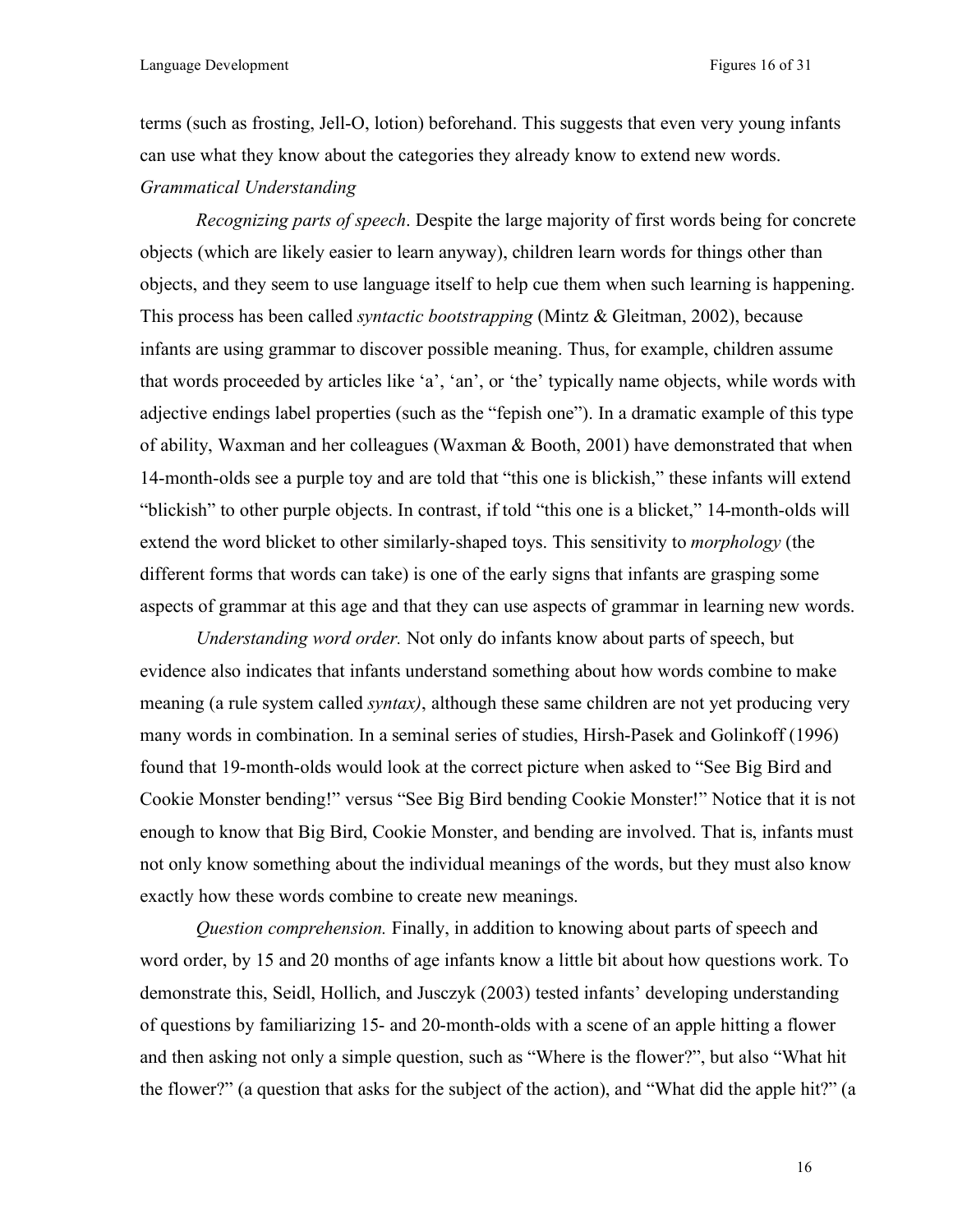terms (such as frosting, Jell-O, lotion) beforehand. This suggests that even very young infants can use what they know about the categories they already know to extend new words.

*Grammatical Understanding*

*Recognizing parts of speech*. Despite the large majority of first words being for concrete objects (which are likely easier to learn anyway), children learn words for things other than objects, and they seem to use language itself to help cue them when such learning is happening. This process has been called *syntactic bootstrapping* (Mintz & Gleitman, 2002), because infants are using grammar to discover possible meaning. Thus, for example, children assume that words proceeded by articles like 'a', 'an', or 'the' typically name objects, while words with adjective endings label properties (such as the "fepish one"). In a dramatic example of this type of ability, Waxman and her colleagues (Waxman & Booth, 2001) have demonstrated that when 14-month-olds see a purple toy and are told that "this one is blickish," these infants will extend "blickish" to other purple objects. In contrast, if told "this one is a blicket," 14-month-olds will extend the word blicket to other similarly-shaped toys. This sensitivity to *morphology* (the different forms that words can take) is one of the early signs that infants are grasping some aspects of grammar at this age and that they can use aspects of grammar in learning new words.

*Understanding word order.* Not only do infants know about parts of speech, but evidence also indicates that infants understand something about how words combine to make meaning (a rule system called *syntax)*, although these same children are not yet producing very many words in combination. In a seminal series of studies, Hirsh-Pasek and Golinkoff (1996) found that 19-month-olds would look at the correct picture when asked to "See Big Bird and Cookie Monster bending!" versus "See Big Bird bending Cookie Monster!" Notice that it is not enough to know that Big Bird, Cookie Monster, and bending are involved. That is, infants must not only know something about the individual meanings of the words, but they must also know exactly how these words combine to create new meanings.

*Question comprehension.* Finally, in addition to knowing about parts of speech and word order, by 15 and 20 months of age infants know a little bit about how questions work. To demonstrate this, Seidl, Hollich, and Jusczyk (2003) tested infants' developing understanding of questions by familiarizing 15- and 20-month-olds with a scene of an apple hitting a flower and then asking not only a simple question, such as "Where is the flower?", but also "What hit the flower?" (a question that asks for the subject of the action), and "What did the apple hit?" (a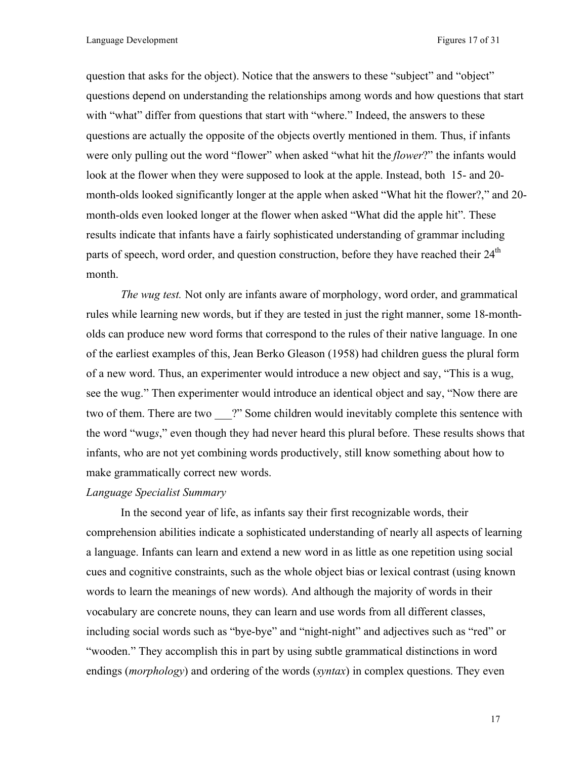question that asks for the object). Notice that the answers to these "subject" and "object" questions depend on understanding the relationships among words and how questions that start with "what" differ from questions that start with "where." Indeed, the answers to these questions are actually the opposite of the objects overtly mentioned in them. Thus, if infants were only pulling out the word "flower" when asked "what hit the *flower*?" the infants would look at the flower when they were supposed to look at the apple. Instead, both 15- and 20-month-olds looked significantly longer at the apple when asked "What hit the flower?," and 20-month-olds even looked longer at the flower when asked "What did the apple hit". These results indicate that infants have a fairly sophisticated understanding of grammar including parts of speech, word order, and question construction, before they have reached their 24th month.

*The wug test.* Not only are infants aware of morphology, word order, and grammatical rules while learning new words, but if they are tested in just the right manner, some 18-month-olds can produce new word forms that correspond to the rules of their native language. In one of the earliest examples of this, Jean Berko Gleason (1958) had children guess the plural form of a new word. Thus, an experimenter would introduce a new object and say, "This is a wug, see the wug." Then experimenter would introduce an identical object and say, "Now there are two of them. There are two ___?" Some children would inevitably complete this sentence with the word "wug*s*," even though they had never heard this plural before. These results shows that infants, who are not yet combining words productively, still know something about how to make grammatically correct new words.

*Language Specialist Summary*

In the second year of life, as infants say their first recognizable words, their comprehension abilities indicate a sophisticated understanding of nearly all aspects of learning a language. Infants can learn and extend a new word in as little as one repetition using social cues and cognitive constraints, such as the whole object bias or lexical contrast (using known words to learn the meanings of new words). And although the majority of words in their vocabulary are concrete nouns, they can learn and use words from all different classes, including social words such as "bye-bye" and "night-night" and adjectives such as "red" or "wooden." They accomplish this in part by using subtle grammatical distinctions in word endings (*morphology*) and ordering of the words (*syntax*) in complex questions. They even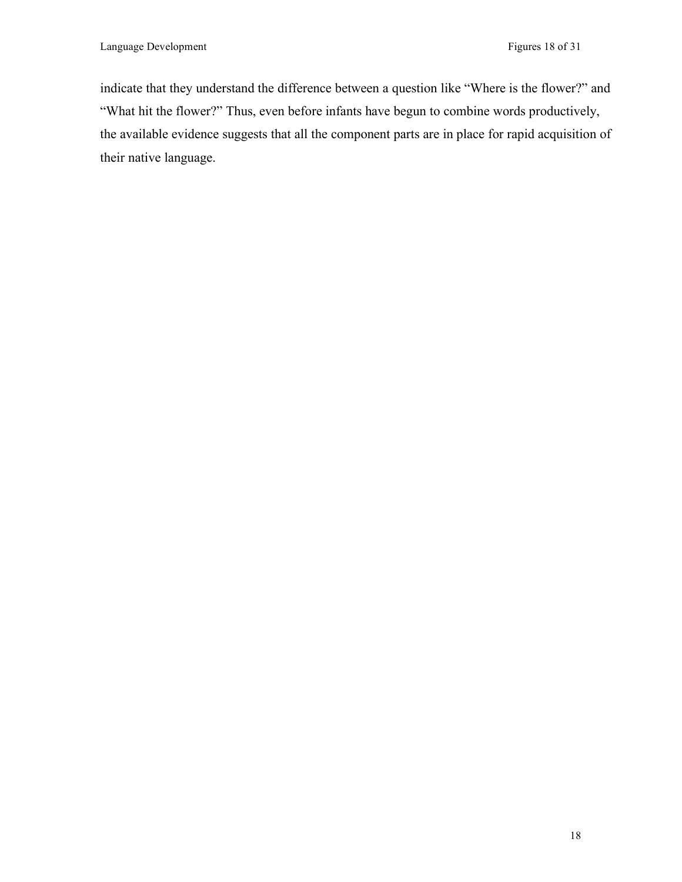indicate that they understand the difference between a question like “Where is the flower?” and “What hit the flower?” Thus, even before infants have begun to combine words productively, the available evidence suggests that all the component parts are in place for rapid acquisition of their native language.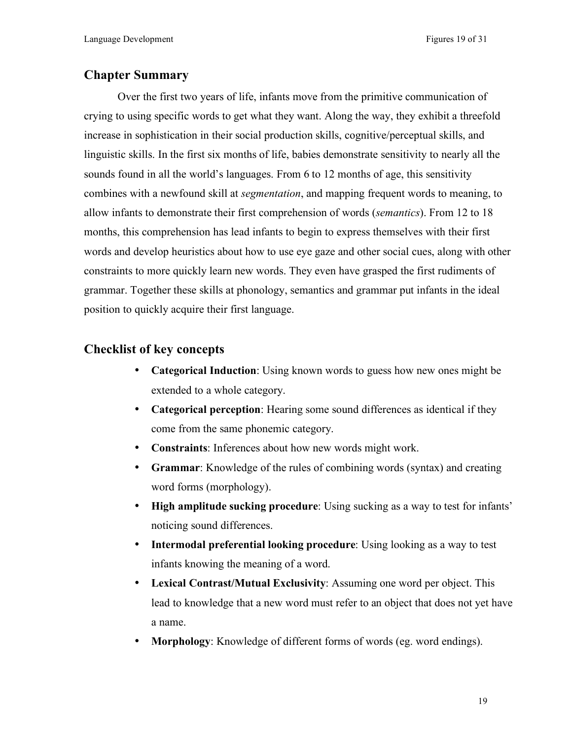## Chapter Summary

Over the first two years of life, infants move from the primitive communication of crying to using specific words to get what they want. Along the way, they exhibit a threefold increase in sophistication in their social production skills, cognitive/perceptual skills, and linguistic skills. In the first six months of life, babies demonstrate sensitivity to nearly all the sounds found in all the world's languages. From 6 to 12 months of age, this sensitivity combines with a newfound skill at *segmentation*, and mapping frequent words to meaning, to allow infants to demonstrate their first comprehension of words (*semantics*). From 12 to 18 months, this comprehension has lead infants to begin to express themselves with their first words and develop heuristics about how to use eye gaze and other social cues, along with other constraints to more quickly learn new words. They even have grasped the first rudiments of grammar. Together these skills at phonology, semantics and grammar put infants in the ideal position to quickly acquire their first language.

## Checklist of key concepts

- **Categorical Induction**: Using known words to guess how new ones might be extended to a whole category.
- **Categorical perception**: Hearing some sound differences as identical if they come from the same phonemic category.
- **Constraints**: Inferences about how new words might work.
- **Grammar**: Knowledge of the rules of combining words (syntax) and creating word forms (morphology).
- **High amplitude sucking procedure**: Using sucking as a way to test for infants' noticing sound differences.
- **Intermodal preferential looking procedure**: Using looking as a way to test infants knowing the meaning of a word.
- **Lexical Contrast/Mutual Exclusivity**: Assuming one word per object. This lead to knowledge that a new word must refer to an object that does not yet have a name.
- **Morphology**: Knowledge of different forms of words (eg. word endings).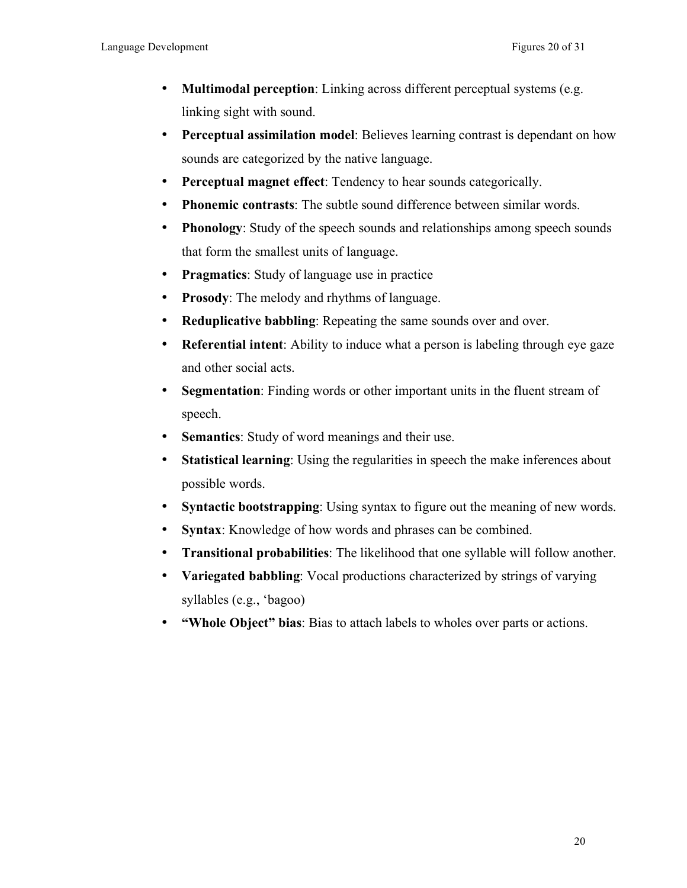- **Multimodal perception**: Linking across different perceptual systems (e.g. linking sight with sound.
- **Perceptual assimilation model**: Believes learning contrast is dependant on how sounds are categorized by the native language.
- **Perceptual magnet effect**: Tendency to hear sounds categorically.
- **Phonemic contrasts**: The subtle sound difference between similar words.
- **Phonology**: Study of the speech sounds and relationships among speech sounds that form the smallest units of language.
- **Pragmatics**: Study of language use in practice
- **Prosody**: The melody and rhythms of language.
- **Reduplicative babbling**: Repeating the same sounds over and over.
- **Referential intent**: Ability to induce what a person is labeling through eye gaze and other social acts.
- **Segmentation**: Finding words or other important units in the fluent stream of speech.
- **Semantics**: Study of word meanings and their use.
- **Statistical learning**: Using the regularities in speech the make inferences about possible words.
- **Syntactic bootstrapping**: Using syntax to figure out the meaning of new words.
- **Syntax**: Knowledge of how words and phrases can be combined.
- **Transitional probabilities**: The likelihood that one syllable will follow another.
- **Variegated babbling**: Vocal productions characterized by strings of varying syllables (e.g., 'bagoo)
- **"Whole Object" bias**: Bias to attach labels to wholes over parts or actions.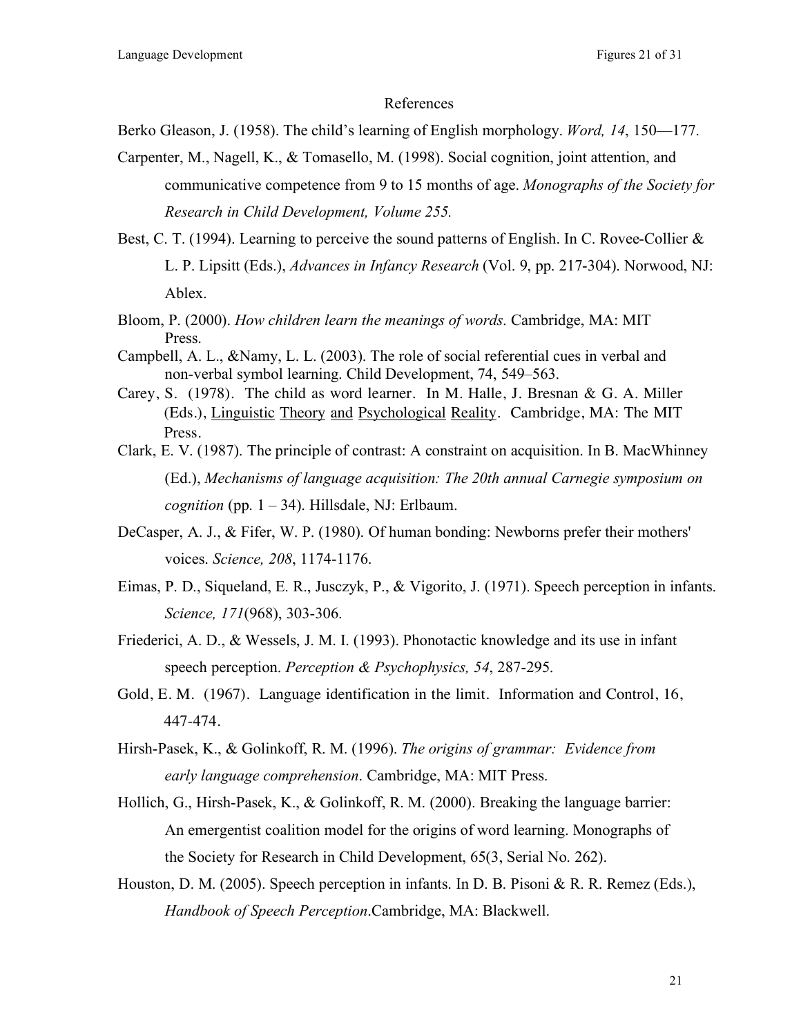## References

Berko Gleason, J. (1958). The child's learning of English morphology. *Word, 14*, 150—177.

Carpenter, M., Nagell, K., & Tomasello, M. (1998). Social cognition, joint attention, and communicative competence from 9 to 15 months of age. *Monographs of the Society for Research in Child Development, Volume 255.*

Best, C. T. (1994). Learning to perceive the sound patterns of English. In C. Rovee-Collier & L. P. Lipsitt (Eds.), *Advances in Infancy Research* (Vol. 9, pp. 217-304). Norwood, NJ: Ablex.

Bloom, P. (2000). *How children learn the meanings of words*. Cambridge, MA: MIT Press.

Campbell, A. L., &Namy, L. L. (2003). The role of social referential cues in verbal and non-verbal symbol learning. Child Development, 74, 549–563.

Carey, S. (1978). The child as word learner. In M. Halle, J. Bresnan & G. A. Miller (Eds.), Linguistic Theory and Psychological Reality. Cambridge, MA: The MIT Press.

Clark, E. V. (1987). The principle of contrast: A constraint on acquisition. In B. MacWhinney (Ed.), *Mechanisms of language acquisition: The 20th annual Carnegie symposium on cognition* (pp. 1 – 34). Hillsdale, NJ: Erlbaum.

DeCasper, A. J., & Fifer, W. P. (1980). Of human bonding: Newborns prefer their mothers' voices. *Science, 208*, 1174-1176.

Eimas, P. D., Siqueland, E. R., Jusczyk, P., & Vigorito, J. (1971). Speech perception in infants. *Science, 171*(968), 303-306.

Friederici, A. D., & Wessels, J. M. I. (1993). Phonotactic knowledge and its use in infant speech perception. *Perception & Psychophysics, 54*, 287-295.

Gold, E. M. (1967). Language identification in the limit. Information and Control, 16, 447-474.

Hirsh-Pasek, K., & Golinkoff, R. M. (1996). *The origins of grammar: Evidence from early language comprehension*. Cambridge, MA: MIT Press.

Hollich, G., Hirsh-Pasek, K., & Golinkoff, R. M. (2000). Breaking the language barrier: An emergentist coalition model for the origins of word learning. Monographs of the Society for Research in Child Development, 65(3, Serial No. 262).

Houston, D. M. (2005). Speech perception in infants. In D. B. Pisoni & R. R. Remez (Eds.), *Handbook of Speech Perception*.Cambridge, MA: Blackwell.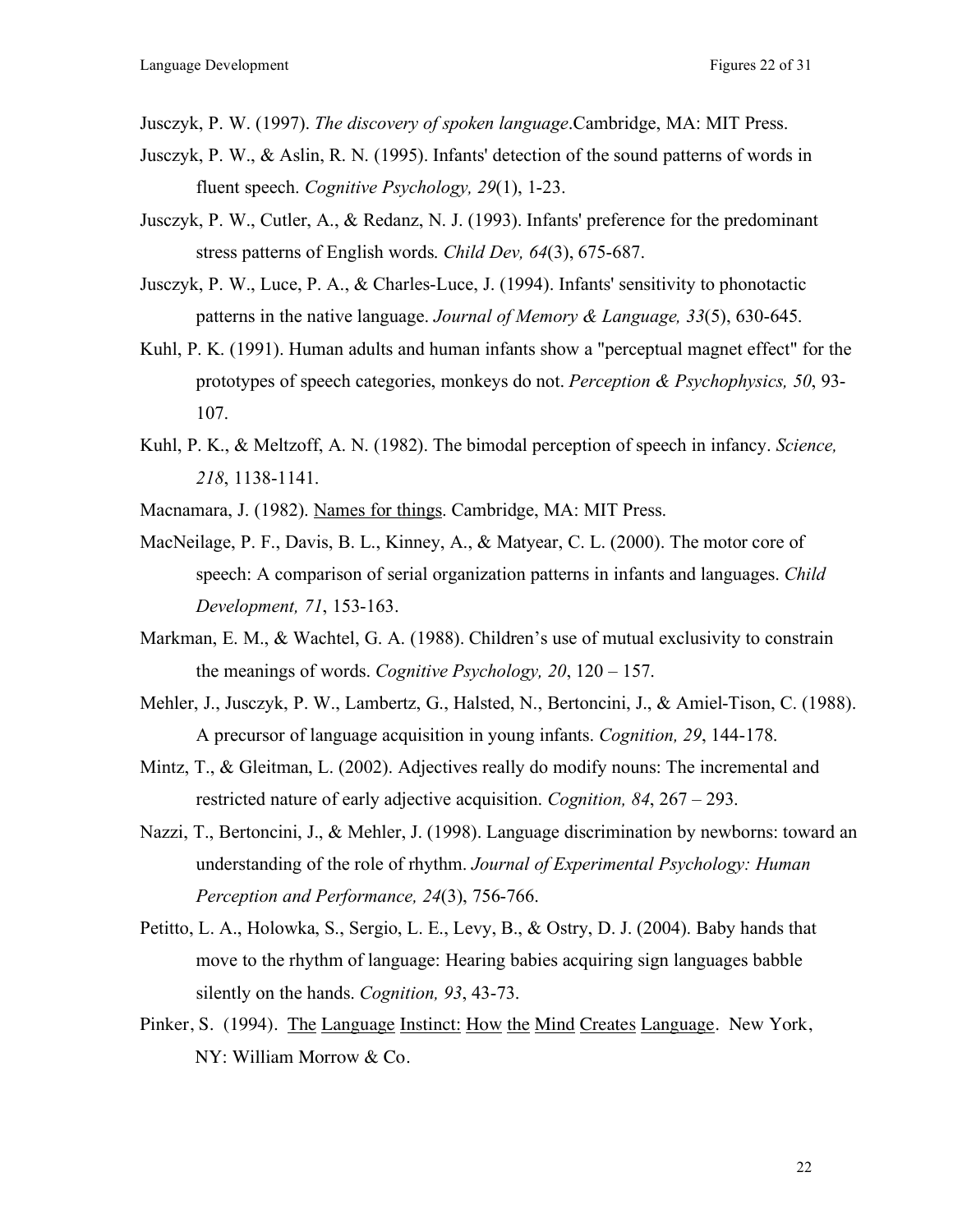Jusczyk, P. W. (1997). *The discovery of spoken language*.Cambridge, MA: MIT Press.

Jusczyk, P. W., & Aslin, R. N. (1995). Infants' detection of the sound patterns of words in fluent speech. *Cognitive Psychology, 29*(1), 1-23.

Jusczyk, P. W., Cutler, A., & Redanz, N. J. (1993). Infants' preference for the predominant stress patterns of English words*. Child Dev, 64*(3), 675-687.

Jusczyk, P. W., Luce, P. A., & Charles-Luce, J. (1994). Infants' sensitivity to phonotactic patterns in the native language. *Journal of Memory & Language, 33*(5), 630-645.

Kuhl, P. K. (1991). Human adults and human infants show a "perceptual magnet effect" for the prototypes of speech categories, monkeys do not. *Perception & Psychophysics, 50*, 93-107.

Kuhl, P. K., & Meltzoff, A. N. (1982). The bimodal perception of speech in infancy. *Science, 218*, 1138-1141.

Macnamara, J. (1982). Names for things. Cambridge, MA: MIT Press.

MacNeilage, P. F., Davis, B. L., Kinney, A., & Matyear, C. L. (2000). The motor core of speech: A comparison of serial organization patterns in infants and languages. *Child Development, 71*, 153-163.

Markman, E. M., & Wachtel, G. A. (1988). Children's use of mutual exclusivity to constrain the meanings of words. *Cognitive Psychology, 20*, 120 – 157.

Mehler, J., Jusczyk, P. W., Lambertz, G., Halsted, N., Bertoncini, J., & Amiel-Tison, C. (1988). A precursor of language acquisition in young infants. *Cognition, 29*, 144-178.

Mintz, T., & Gleitman, L. (2002). Adjectives really do modify nouns: The incremental and restricted nature of early adjective acquisition. *Cognition, 84*, 267 – 293.

Nazzi, T., Bertoncini, J., & Mehler, J. (1998). Language discrimination by newborns: toward an understanding of the role of rhythm. *Journal of Experimental Psychology: Human Perception and Performance, 24*(3), 756-766.

Petitto, L. A., Holowka, S., Sergio, L. E., Levy, B., & Ostry, D. J. (2004). Baby hands that move to the rhythm of language: Hearing babies acquiring sign languages babble silently on the hands. *Cognition, 93*, 43-73.

Pinker, S. (1994). The Language Instinct: How the Mind Creates Language. New York, NY: William Morrow & Co.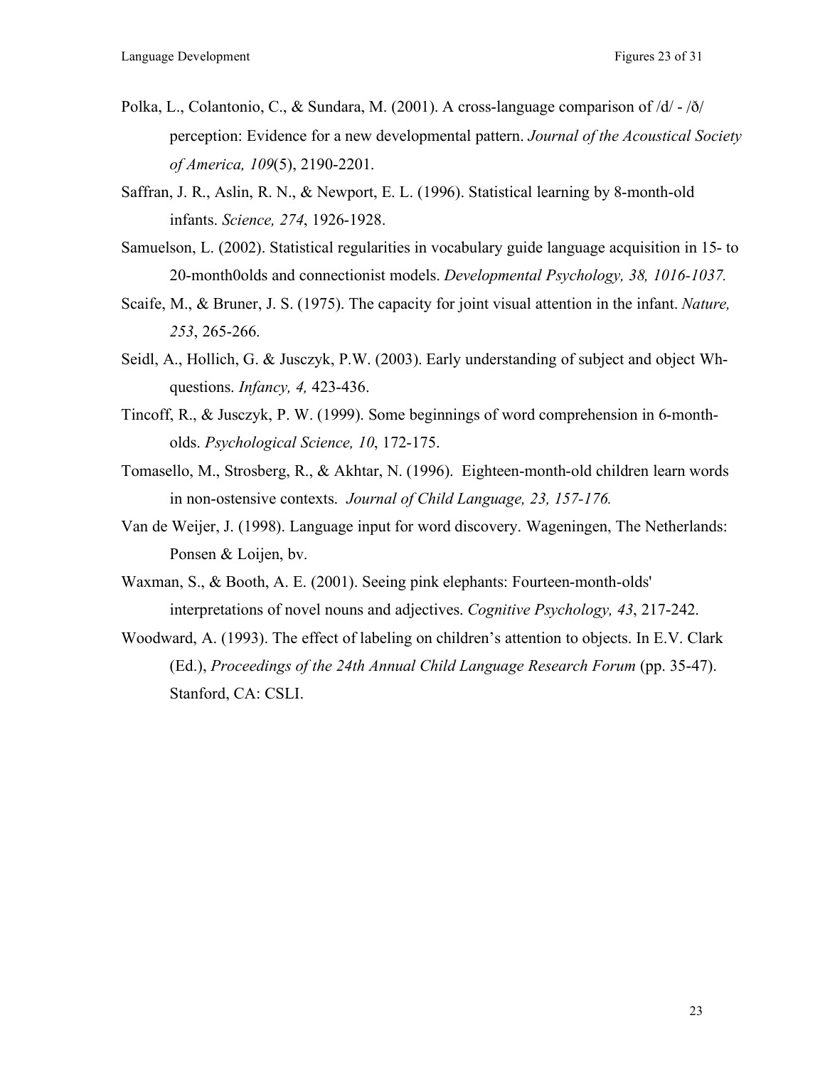Polka, L., Colantonio, C., & Sundara, M. (2001). A cross-language comparison of /d/ - /ð/ perception: Evidence for a new developmental pattern. *Journal of the Acoustical Society of America, 109*(5), 2190-2201.

Saffran, J. R., Aslin, R. N., & Newport, E. L. (1996). Statistical learning by 8-month-old infants. *Science, 274*, 1926-1928.

Samuelson, L. (2002). Statistical regularities in vocabulary guide language acquisition in 15- to 20-month0olds and connectionist models. *Developmental Psychology, 38, 1016-1037.*

Scaife, M., & Bruner, J. S. (1975). The capacity for joint visual attention in the infant. *Nature, 253*, 265-266.

Seidl, A., Hollich, G. & Jusczyk, P.W. (2003). Early understanding of subject and object Wh-questions. *Infancy, 4,* 423-436.

Tincoff, R., & Jusczyk, P. W. (1999). Some beginnings of word comprehension in 6-month-olds. *Psychological Science, 10*, 172-175.

Tomasello, M., Strosberg, R., & Akhtar, N. (1996). Eighteen-month-old children learn words in non-ostensive contexts. *Journal of Child Language, 23, 157-176.*

Van de Weijer, J. (1998). Language input for word discovery. Wageningen, The Netherlands: Ponsen & Loijen, bv.

Waxman, S., & Booth, A. E. (2001). Seeing pink elephants: Fourteen-month-olds' interpretations of novel nouns and adjectives. *Cognitive Psychology, 43*, 217-242.

Woodward, A. (1993). The effect of labeling on children's attention to objects. In E.V. Clark (Ed.), *Proceedings of the 24th Annual Child Language Research Forum* (pp. 35-47). Stanford, CA: CSLI.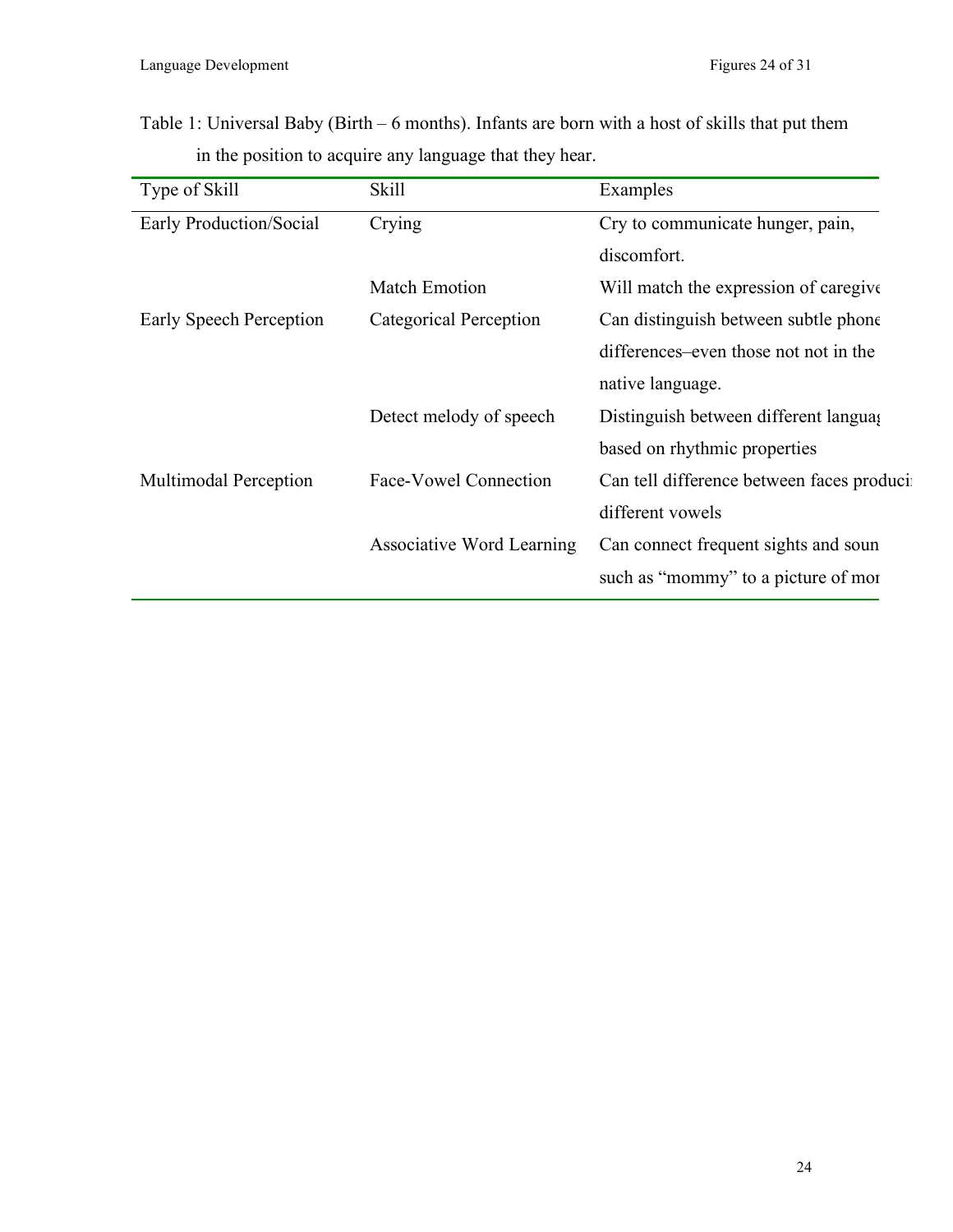Table 1: Universal Baby (Birth – 6 months). Infants are born with a host of skills that put them in the position to acquire any language that they hear.

| Type of Skill | Skill | Examples |
| --- | --- | --- |
| Early Production/Social | Crying | Cry to communicate hunger, pain, discomfort. |
| | Match Emotion | Will match the expression of caregive |
| Early Speech Perception | Categorical Perception | Can distinguish between subtle phone differences–even those not not in the native language. |
| | Detect melody of speech | Distinguish between different languag based on rhythmic properties |
| Multimodal Perception | Face-Vowel Connection | Can tell difference between faces produci different vowels |
| | Associative Word Learning | Can connect frequent sights and soun such as “mommy” to a picture of mor |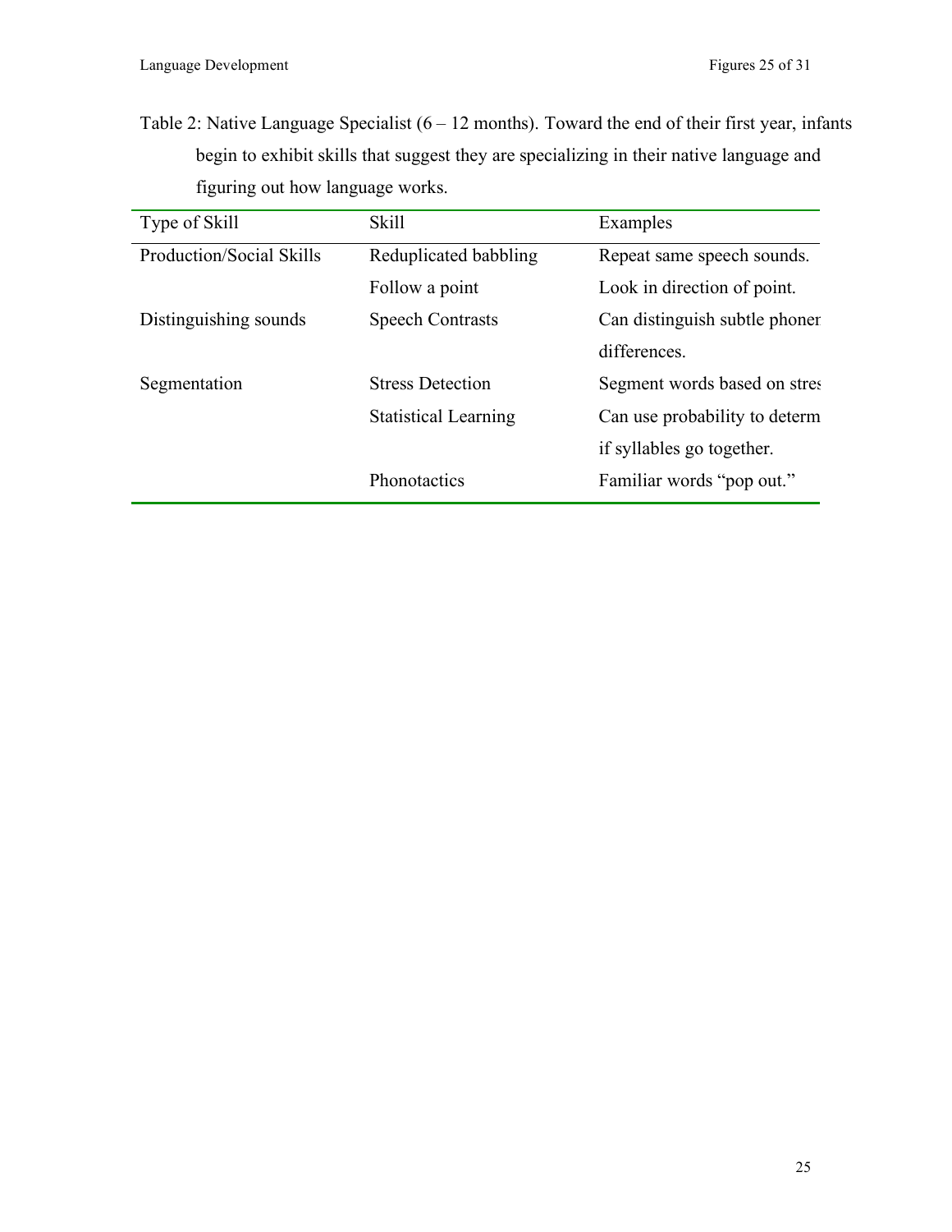Table 2: Native Language Specialist (6 – 12 months). Toward the end of their first year, infants begin to exhibit skills that suggest they are specializing in their native language and figuring out how language works.

| Type of Skill | Skill | Examples |
|---|---|---|
| Production/Social Skills | Reduplicated babbling | Repeat same speech sounds. |
| | Follow a point | Look in direction of point. |
| Distinguishing sounds | Speech Contrasts | Can distinguish subtle phoner differences. |
| Segmentation | Stress Detection | Segment words based on stres |
| | Statistical Learning | Can use probability to determ if syllables go together. |
| | Phonotactics | Familiar words "pop out." |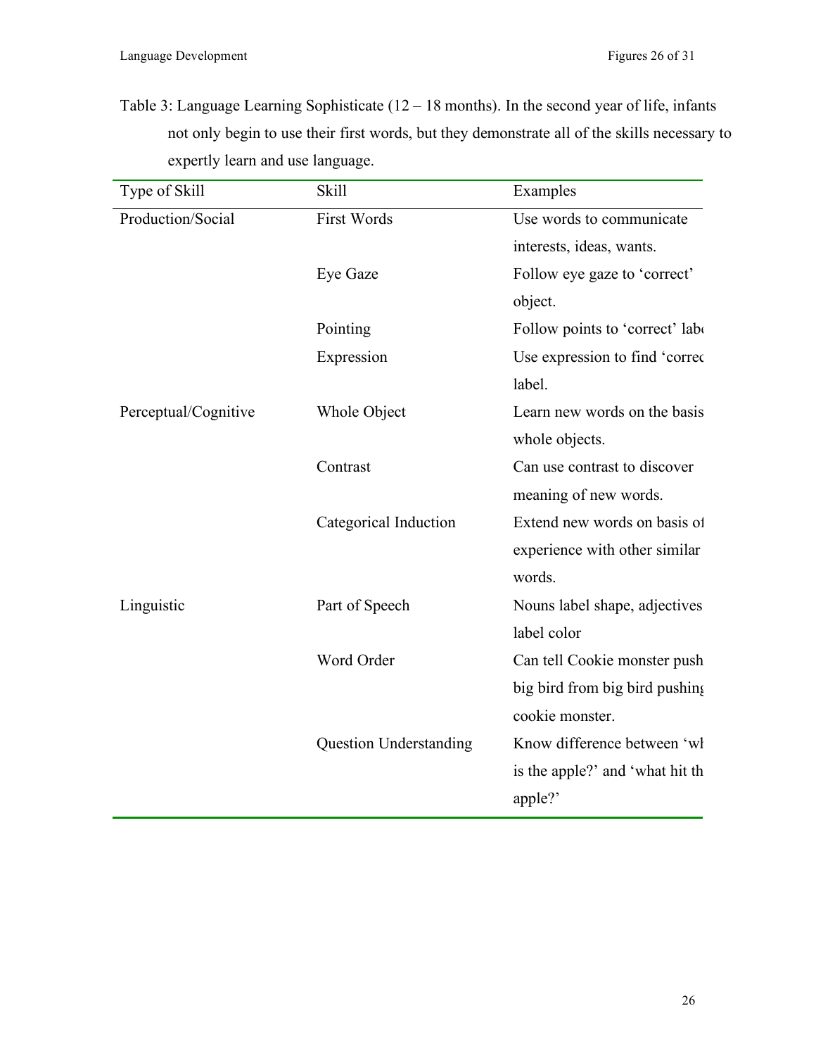Table 3: Language Learning Sophisticate (12 – 18 months). In the second year of life, infants not only begin to use their first words, but they demonstrate all of the skills necessary to expertly learn and use language.

| Type of Skill | Skill | Examples |
|---|---|---|
| Production/Social | First Words | Use words to communicate interests, ideas, wants. |
| | Eye Gaze | Follow eye gaze to 'correct' object. |
| | Pointing | Follow points to 'correct' labe |
| | Expression | Use expression to find 'correc label. |
| Perceptual/Cognitive | Whole Object | Learn new words on the basis whole objects. |
| | Contrast | Can use contrast to discover meaning of new words. |
| | Categorical Induction | Extend new words on basis of experience with other similar words. |
| Linguistic | Part of Speech | Nouns label shape, adjectives label color |
| | Word Order | Can tell Cookie monster push big bird from big bird pushing cookie monster. |
| | Question Understanding | Know difference between 'wh is the apple?' and 'what hit th apple?' |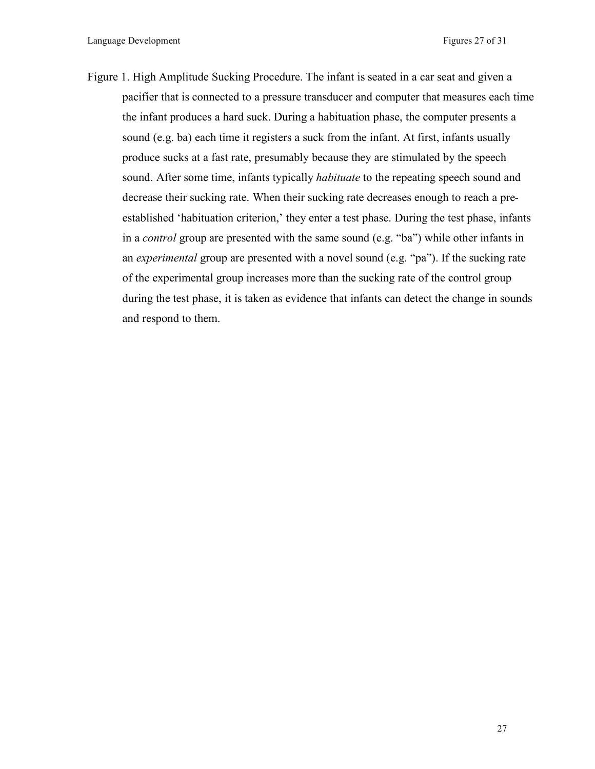Figure 1. High Amplitude Sucking Procedure. The infant is seated in a car seat and given a pacifier that is connected to a pressure transducer and computer that measures each time the infant produces a hard suck. During a habituation phase, the computer presents a sound (e.g. ba) each time it registers a suck from the infant. At first, infants usually produce sucks at a fast rate, presumably because they are stimulated by the speech sound. After some time, infants typically *habituate* to the repeating speech sound and decrease their sucking rate. When their sucking rate decreases enough to reach a pre-established 'habituation criterion,' they enter a test phase. During the test phase, infants in a *control* group are presented with the same sound (e.g. "ba") while other infants in an *experimental* group are presented with a novel sound (e.g. "pa"). If the sucking rate of the experimental group increases more than the sucking rate of the control group during the test phase, it is taken as evidence that infants can detect the change in sounds and respond to them.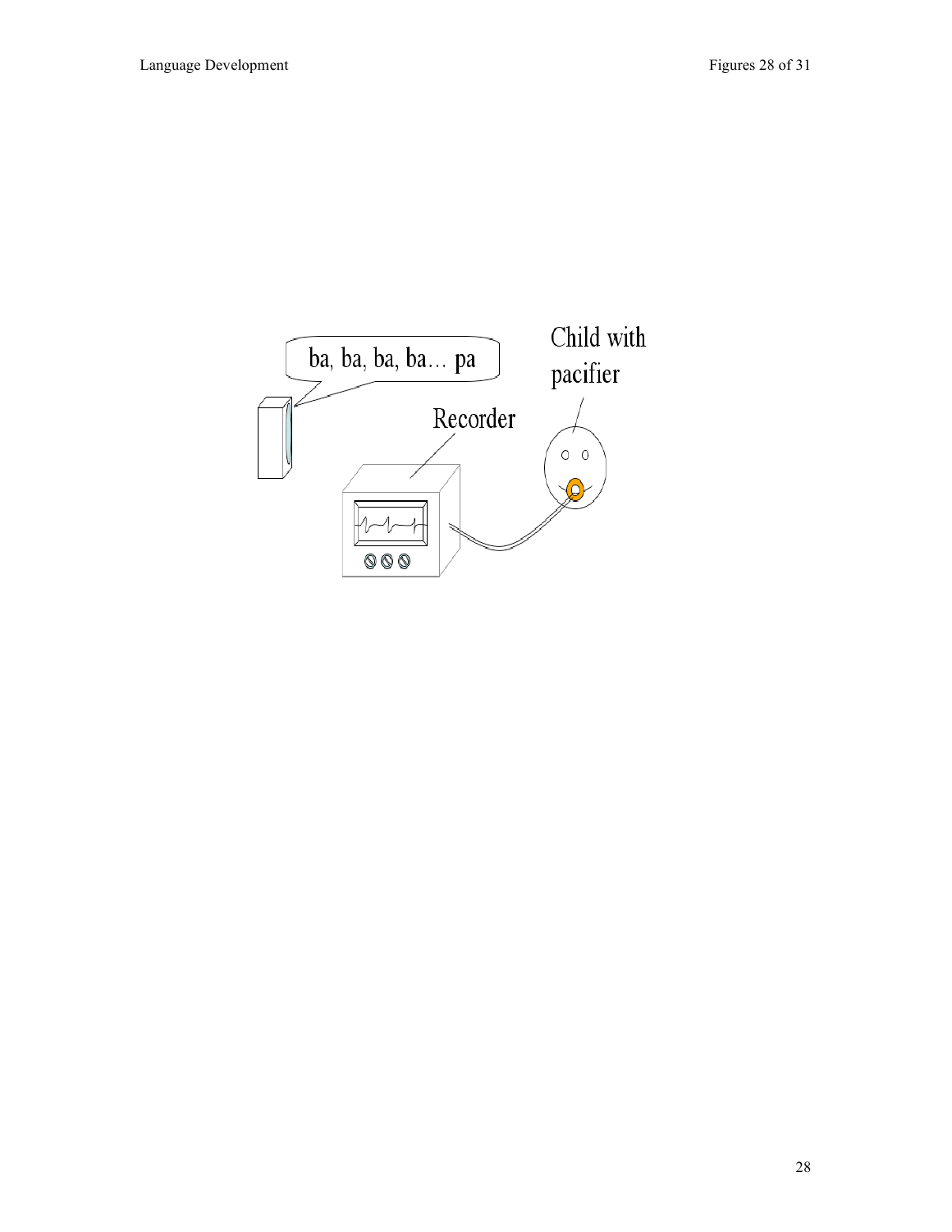ba, ba, ba, ba… pa

Child with pacifier

Recorder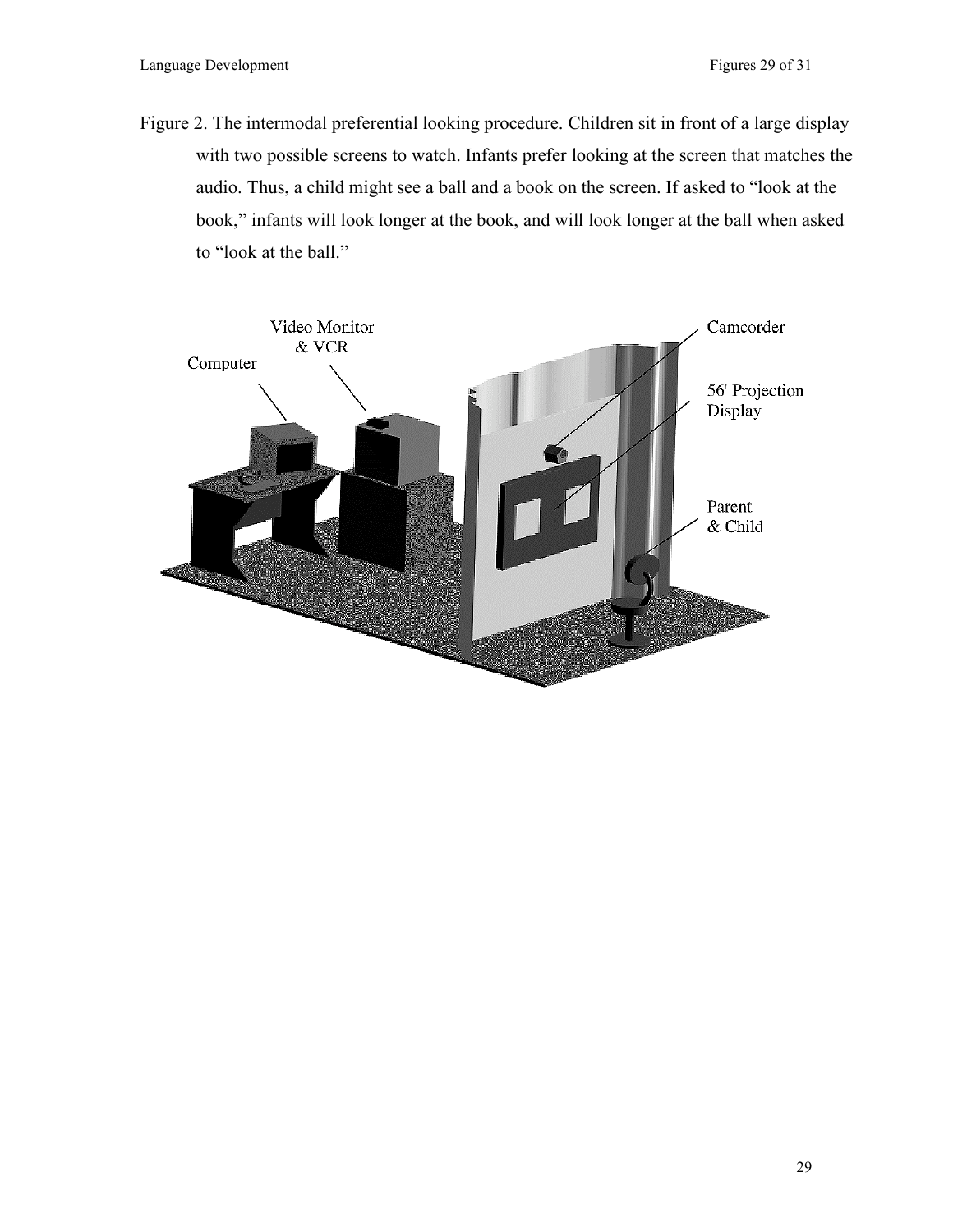Figure 2. The intermodal preferential looking procedure. Children sit in front of a large display with two possible screens to watch. Infants prefer looking at the screen that matches the audio. Thus, a child might see a ball and a book on the screen. If asked to "look at the book," infants will look longer at the book, and will look longer at the ball when asked to "look at the ball."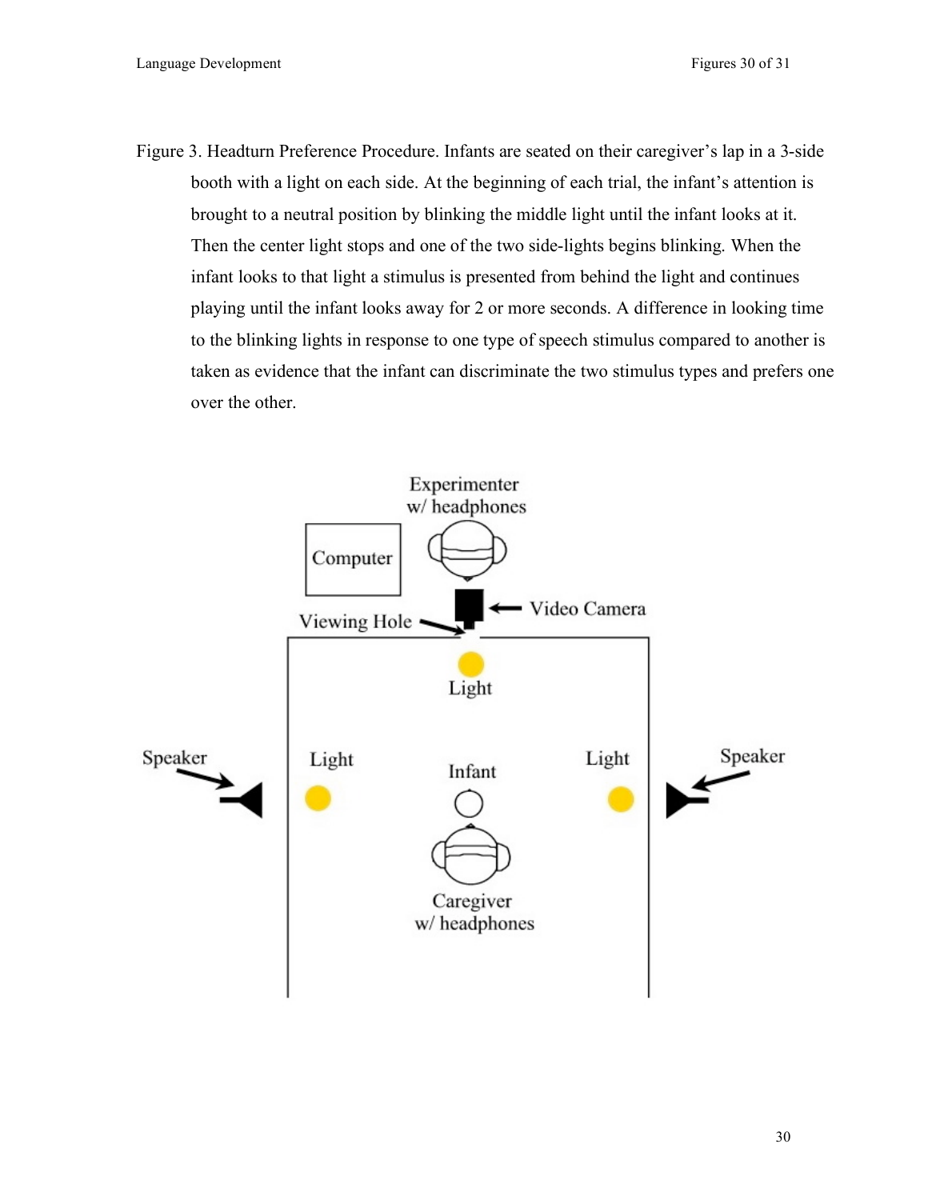Figure 3. Headturn Preference Procedure. Infants are seated on their caregiver's lap in a 3-side booth with a light on each side. At the beginning of each trial, the infant's attention is brought to a neutral position by blinking the middle light until the infant looks at it. Then the center light stops and one of the two side-lights begins blinking. When the infant looks to that light a stimulus is presented from behind the light and continues playing until the infant looks away for 2 or more seconds. A difference in looking time to the blinking lights in response to one type of speech stimulus compared to another is taken as evidence that the infant can discriminate the two stimulus types and prefers one over the other.

Experimenter w/ headphones

Computer

Video Camera

Viewing Hole

Light

Speaker

Light

Infant

Light

Speaker

Caregiver w/ headphones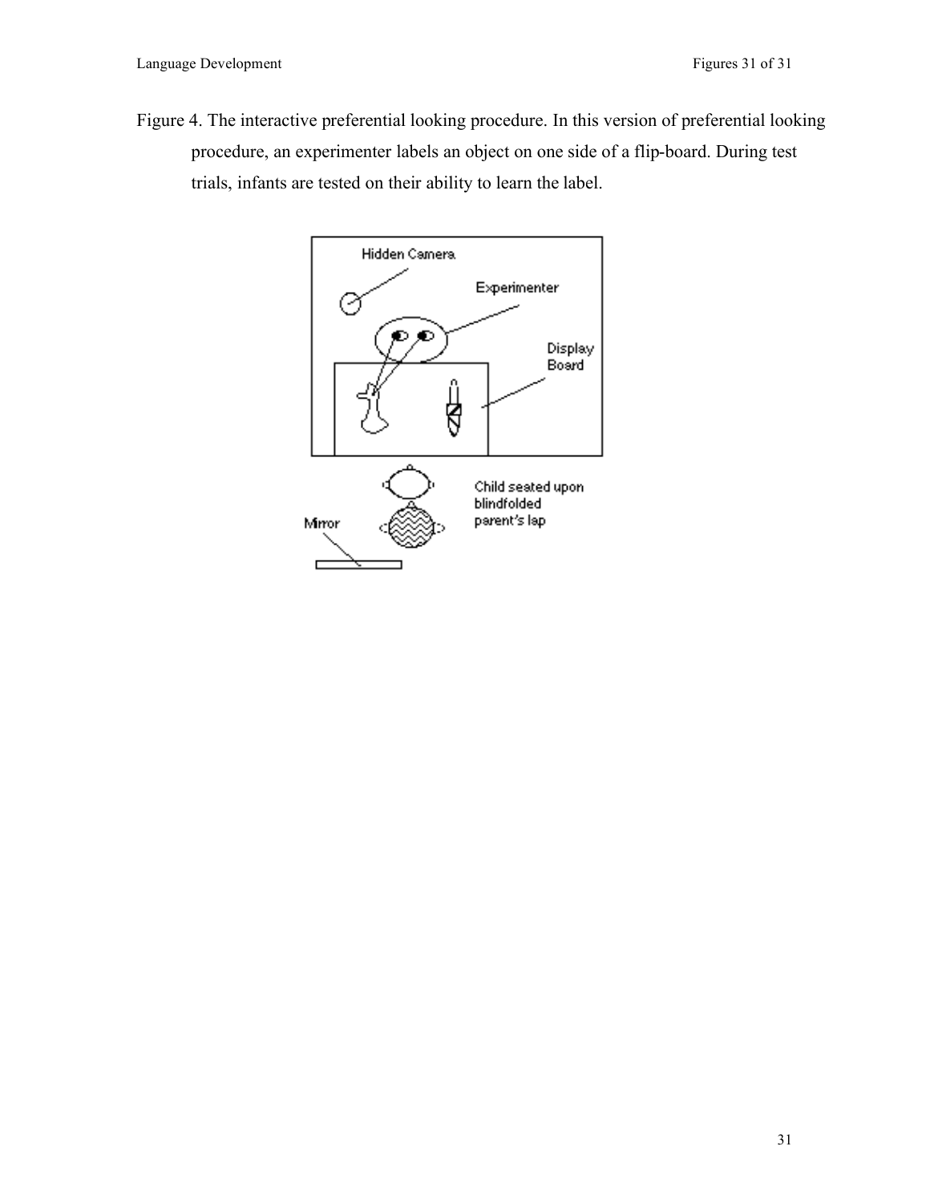Figure 4. The interactive preferential looking procedure. In this version of preferential looking procedure, an experimenter labels an object on one side of a flip-board. During test trials, infants are tested on their ability to learn the label.

Hidden Camera

Experimenter

Display Board

Child seated upon blindfolded parent's lap

Mirror